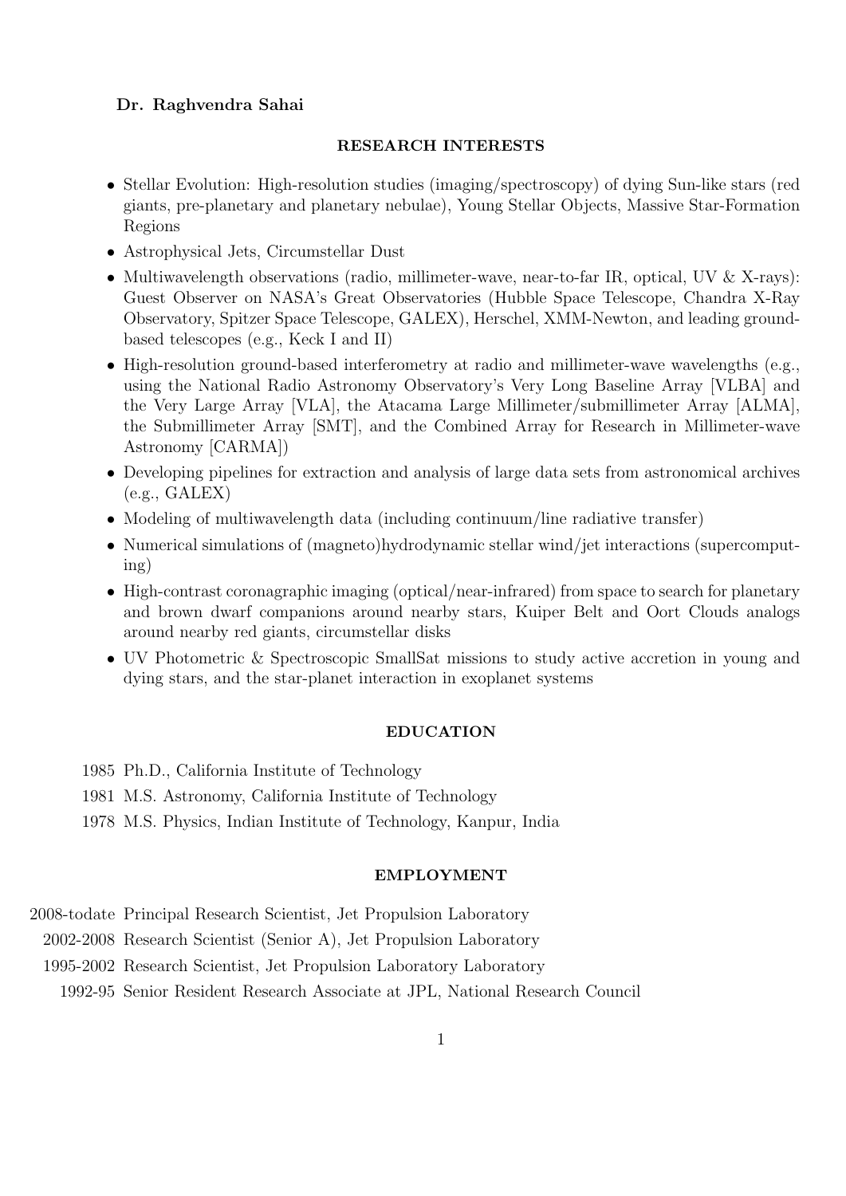**Dr. Raghvendra Sahai**

## RESEARCH INTERESTS

- Stellar Evolution: High-resolution studies (imaging/spectroscopy) of dying Sun-like stars (red giants, pre-planetary and planetary nebulae), Young Stellar Objects, Massive Star-Formation Regions
- Astrophysical Jets, Circumstellar Dust
- Multiwavelength observations (radio, millimeter-wave, near-to-far IR, optical, UV & X-rays): Guest Observer on NASA's Great Observatories (Hubble Space Telescope, Chandra X-Ray Observatory, Spitzer Space Telescope, GALEX), Herschel, XMM-Newton, and leading ground-based telescopes (e.g., Keck I and II)
- High-resolution ground-based interferometry at radio and millimeter-wave wavelengths (e.g., using the National Radio Astronomy Observatory's Very Long Baseline Array [VLBA] and the Very Large Array [VLA], the Atacama Large Millimeter/submillimeter Array [ALMA], the Submillimeter Array [SMT], and the Combined Array for Research in Millimeter-wave Astronomy [CARMA])
- Developing pipelines for extraction and analysis of large data sets from astronomical archives (e.g., GALEX)
- Modeling of multiwavelength data (including continuum/line radiative transfer)
- Numerical simulations of (magneto)hydrodynamic stellar wind/jet interactions (supercomputing)
- High-contrast coronagraphic imaging (optical/near-infrared) from space to search for planetary and brown dwarf companions around nearby stars, Kuiper Belt and Oort Clouds analogs around nearby red giants, circumstellar disks
- UV Photometric & Spectroscopic SmallSat missions to study active accretion in young and dying stars, and the star-planet interaction in exoplanet systems

## EDUCATION

1985 Ph.D., California Institute of Technology

1981 M.S. Astronomy, California Institute of Technology

1978 M.S. Physics, Indian Institute of Technology, Kanpur, India

## EMPLOYMENT

2008-todate Principal Research Scientist, Jet Propulsion Laboratory

2002-2008 Research Scientist (Senior A), Jet Propulsion Laboratory

1995-2002 Research Scientist, Jet Propulsion Laboratory Laboratory

1992-95 Senior Resident Research Associate at JPL, National Research Council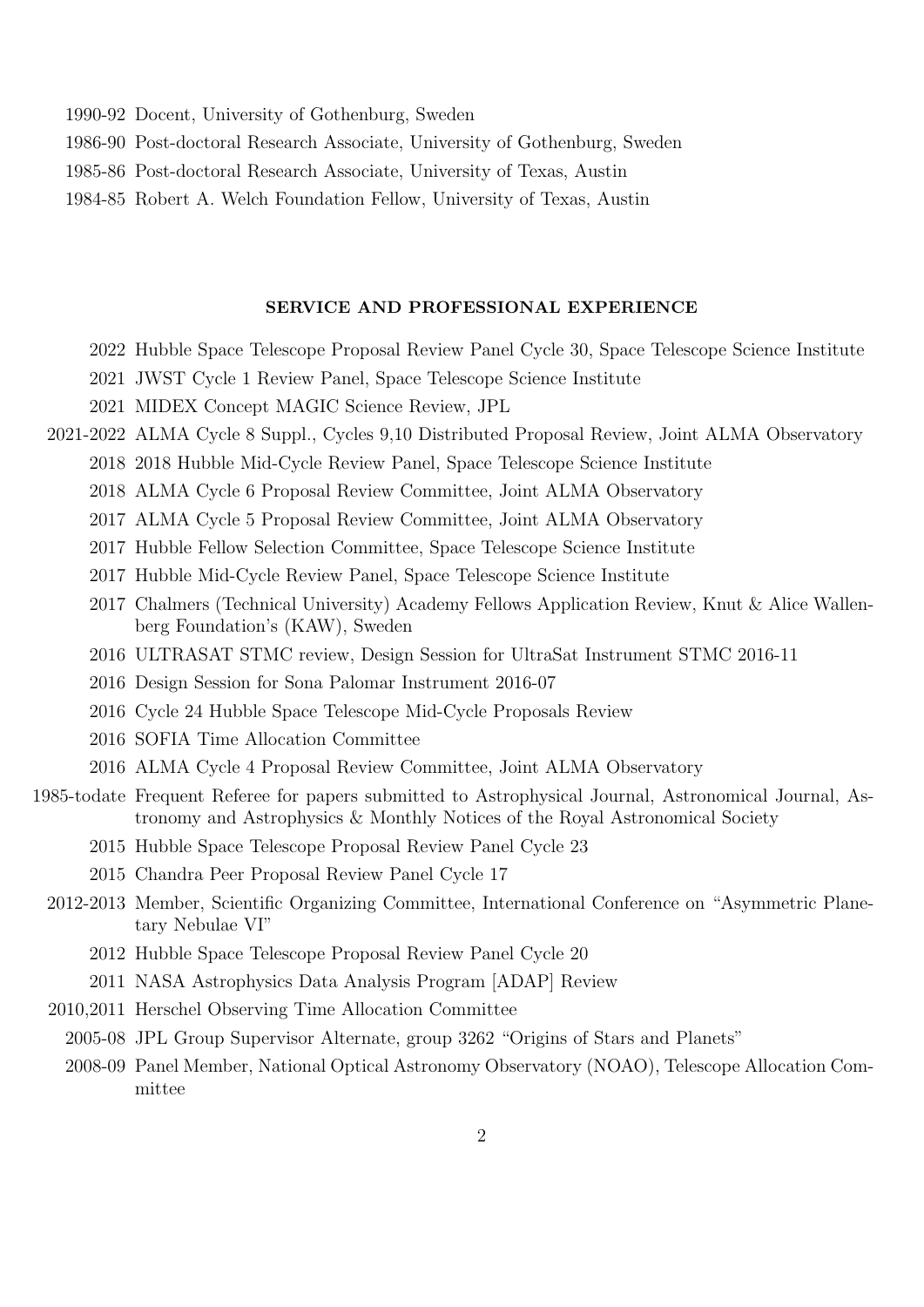1990-92 Docent, University of Gothenburg, Sweden

1986-90 Post-doctoral Research Associate, University of Gothenburg, Sweden

1985-86 Post-doctoral Research Associate, University of Texas, Austin

1984-85 Robert A. Welch Foundation Fellow, University of Texas, Austin

## SERVICE AND PROFESSIONAL EXPERIENCE

2022 Hubble Space Telescope Proposal Review Panel Cycle 30, Space Telescope Science Institute

2021 JWST Cycle 1 Review Panel, Space Telescope Science Institute

2021 MIDEX Concept MAGIC Science Review, JPL

2021-2022 ALMA Cycle 8 Suppl., Cycles 9,10 Distributed Proposal Review, Joint ALMA Observatory

2018 2018 Hubble Mid-Cycle Review Panel, Space Telescope Science Institute

2018 ALMA Cycle 6 Proposal Review Committee, Joint ALMA Observatory

2017 ALMA Cycle 5 Proposal Review Committee, Joint ALMA Observatory

2017 Hubble Fellow Selection Committee, Space Telescope Science Institute

2017 Hubble Mid-Cycle Review Panel, Space Telescope Science Institute

2017 Chalmers (Technical University) Academy Fellows Application Review, Knut & Alice Wallenberg Foundation's (KAW), Sweden

2016 ULTRASAT STMC review, Design Session for UltraSat Instrument STMC 2016-11

2016 Design Session for Sona Palomar Instrument 2016-07

2016 Cycle 24 Hubble Space Telescope Mid-Cycle Proposals Review

2016 SOFIA Time Allocation Committee

2016 ALMA Cycle 4 Proposal Review Committee, Joint ALMA Observatory

1985-todate Frequent Referee for papers submitted to Astrophysical Journal, Astronomical Journal, Astronomy and Astrophysics & Monthly Notices of the Royal Astronomical Society

2015 Hubble Space Telescope Proposal Review Panel Cycle 23

2015 Chandra Peer Proposal Review Panel Cycle 17

2012-2013 Member, Scientific Organizing Committee, International Conference on "Asymmetric Planetary Nebulae VI"

2012 Hubble Space Telescope Proposal Review Panel Cycle 20

2011 NASA Astrophysics Data Analysis Program [ADAP] Review

2010,2011 Herschel Observing Time Allocation Committee

2005-08 JPL Group Supervisor Alternate, group 3262 "Origins of Stars and Planets"

2008-09 Panel Member, National Optical Astronomy Observatory (NOAO), Telescope Allocation Committee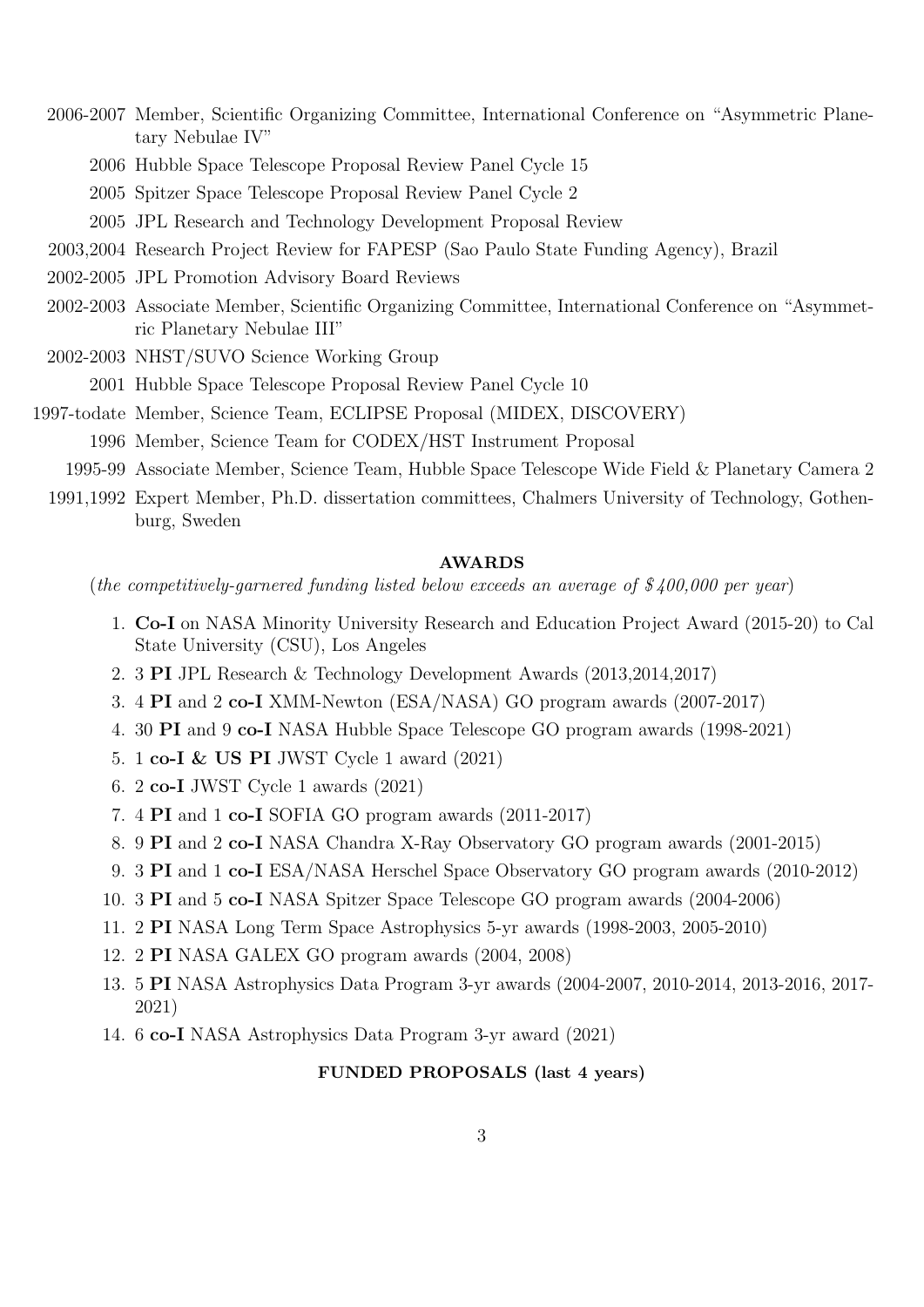2006-2007 Member, Scientific Organizing Committee, International Conference on "Asymmetric Planetary Nebulae IV"

2006 Hubble Space Telescope Proposal Review Panel Cycle 15

2005 Spitzer Space Telescope Proposal Review Panel Cycle 2

2005 JPL Research and Technology Development Proposal Review

2003,2004 Research Project Review for FAPESP (Sao Paulo State Funding Agency), Brazil

2002-2005 JPL Promotion Advisory Board Reviews

2002-2003 Associate Member, Scientific Organizing Committee, International Conference on "Asymmetric Planetary Nebulae III"

2002-2003 NHST/SUVO Science Working Group

2001 Hubble Space Telescope Proposal Review Panel Cycle 10

1997-todate Member, Science Team, ECLIPSE Proposal (MIDEX, DISCOVERY)

1996 Member, Science Team for CODEX/HST Instrument Proposal

1995-99 Associate Member, Science Team, Hubble Space Telescope Wide Field & Planetary Camera 2

1991,1992 Expert Member, Ph.D. dissertation committees, Chalmers University of Technology, Gothenburg, Sweden

## AWARDS

(*the competitively-garnered funding listed below exceeds an average of $400,000 per year*)

1. **Co-I** on NASA Minority University Research and Education Project Award (2015-20) to Cal State University (CSU), Los Angeles
2. 3 **PI** JPL Research & Technology Development Awards (2013,2014,2017)
3. 4 **PI** and 2 **co-I** XMM-Newton (ESA/NASA) GO program awards (2007-2017)
4. 30 **PI** and 9 **co-I** NASA Hubble Space Telescope GO program awards (1998-2021)
5. 1 **co-I & US PI** JWST Cycle 1 award (2021)
6. 2 **co-I** JWST Cycle 1 awards (2021)
7. 4 **PI** and 1 **co-I** SOFIA GO program awards (2011-2017)
8. 9 **PI** and 2 **co-I** NASA Chandra X-Ray Observatory GO program awards (2001-2015)
9. 3 **PI** and 1 **co-I** ESA/NASA Herschel Space Observatory GO program awards (2010-2012)
10. 3 **PI** and 5 **co-I** NASA Spitzer Space Telescope GO program awards (2004-2006)
11. 2 **PI** NASA Long Term Space Astrophysics 5-yr awards (1998-2003, 2005-2010)
12. 2 **PI** NASA GALEX GO program awards (2004, 2008)
13. 5 **PI** NASA Astrophysics Data Program 3-yr awards (2004-2007, 2010-2014, 2013-2016, 2017-2021)
14. 6 **co-I** NASA Astrophysics Data Program 3-yr award (2021)

## FUNDED PROPOSALS (last 4 years)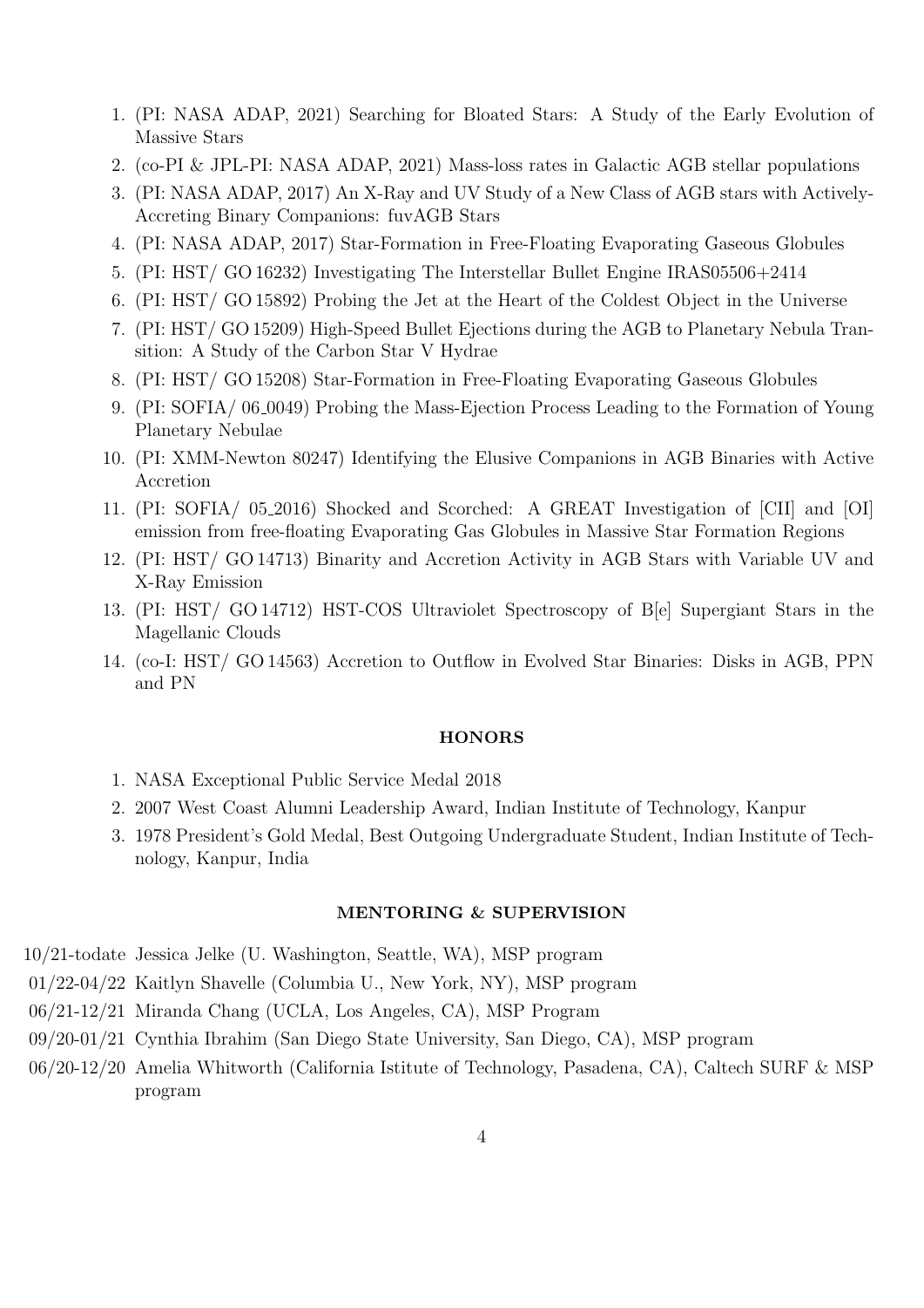1. (PI: NASA ADAP, 2021) Searching for Bloated Stars: A Study of the Early Evolution of Massive Stars
2. (co-PI & JPL-PI: NASA ADAP, 2021) Mass-loss rates in Galactic AGB stellar populations
3. (PI: NASA ADAP, 2017) An X-Ray and UV Study of a New Class of AGB stars with Actively-Accreting Binary Companions: fuvAGB Stars
4. (PI: NASA ADAP, 2017) Star-Formation in Free-Floating Evaporating Gaseous Globules
5. (PI: HST/ GO 16232) Investigating The Interstellar Bullet Engine IRAS05506+2414
6. (PI: HST/ GO 15892) Probing the Jet at the Heart of the Coldest Object in the Universe
7. (PI: HST/ GO 15209) High-Speed Bullet Ejections during the AGB to Planetary Nebula Transition: A Study of the Carbon Star V Hydrae
8. (PI: HST/ GO 15208) Star-Formation in Free-Floating Evaporating Gaseous Globules
9. (PI: SOFIA/ 06_0049) Probing the Mass-Ejection Process Leading to the Formation of Young Planetary Nebulae
10. (PI: XMM-Newton 80247) Identifying the Elusive Companions in AGB Binaries with Active Accretion
11. (PI: SOFIA/ 05_2016) Shocked and Scorched: A GREAT Investigation of [CII] and [OI] emission from free-floating Evaporating Gas Globules in Massive Star Formation Regions
12. (PI: HST/ GO 14713) Binarity and Accretion Activity in AGB Stars with Variable UV and X-Ray Emission
13. (PI: HST/ GO 14712) HST-COS Ultraviolet Spectroscopy of B[e] Supergiant Stars in the Magellanic Clouds
14. (co-I: HST/ GO 14563) Accretion to Outflow in Evolved Star Binaries: Disks in AGB, PPN and PN

## HONORS

1. NASA Exceptional Public Service Medal 2018
2. 2007 West Coast Alumni Leadership Award, Indian Institute of Technology, Kanpur
3. 1978 President's Gold Medal, Best Outgoing Undergraduate Student, Indian Institute of Technology, Kanpur, India

## MENTORING & SUPERVISION

- 10/21-todate Jessica Jelke (U. Washington, Seattle, WA), MSP program
- 01/22-04/22 Kaitlyn Shavelle (Columbia U., New York, NY), MSP program
- 06/21-12/21 Miranda Chang (UCLA, Los Angeles, CA), MSP Program
- 09/20-01/21 Cynthia Ibrahim (San Diego State University, San Diego, CA), MSP program
- 06/20-12/20 Amelia Whitworth (California Istitute of Technology, Pasadena, CA), Caltech SURF & MSP program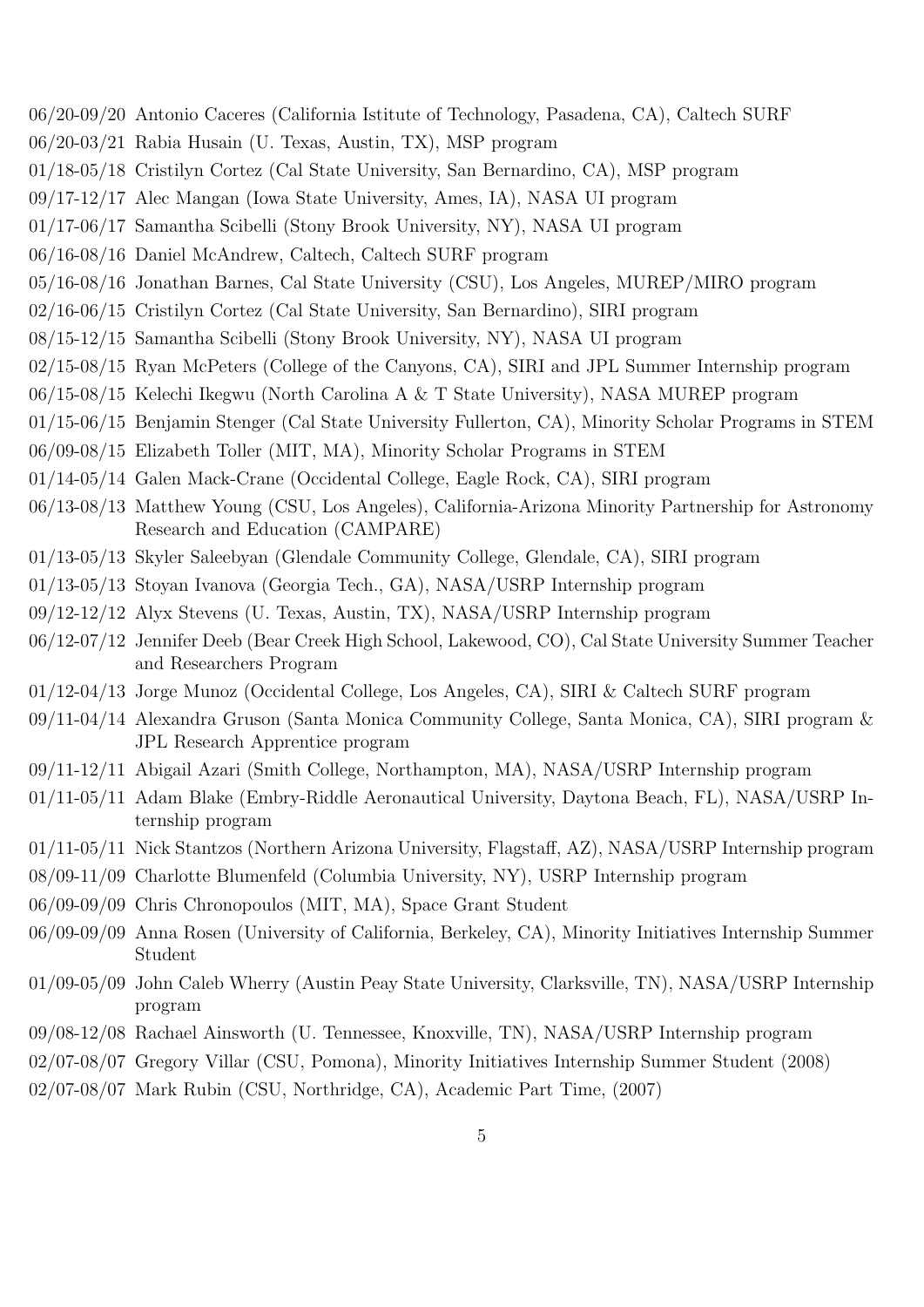06/20-09/20 Antonio Caceres (California Istitute of Technology, Pasadena, CA), Caltech SURF

06/20-03/21 Rabia Husain (U. Texas, Austin, TX), MSP program

01/18-05/18 Cristilyn Cortez (Cal State University, San Bernardino, CA), MSP program

09/17-12/17 Alec Mangan (Iowa State University, Ames, IA), NASA UI program

01/17-06/17 Samantha Scibelli (Stony Brook University, NY), NASA UI program

06/16-08/16 Daniel McAndrew, Caltech, Caltech SURF program

05/16-08/16 Jonathan Barnes, Cal State University (CSU), Los Angeles, MUREP/MIRO program

02/16-06/15 Cristilyn Cortez (Cal State University, San Bernardino), SIRI program

08/15-12/15 Samantha Scibelli (Stony Brook University, NY), NASA UI program

02/15-08/15 Ryan McPeters (College of the Canyons, CA), SIRI and JPL Summer Internship program

06/15-08/15 Kelechi Ikegwu (North Carolina A & T State University), NASA MUREP program

01/15-06/15 Benjamin Stenger (Cal State University Fullerton, CA), Minority Scholar Programs in STEM

06/09-08/15 Elizabeth Toller (MIT, MA), Minority Scholar Programs in STEM

01/14-05/14 Galen Mack-Crane (Occidental College, Eagle Rock, CA), SIRI program

06/13-08/13 Matthew Young (CSU, Los Angeles), California-Arizona Minority Partnership for Astronomy Research and Education (CAMPARE)

01/13-05/13 Skyler Saleebyan (Glendale Community College, Glendale, CA), SIRI program

01/13-05/13 Stoyan Ivanova (Georgia Tech., GA), NASA/USRP Internship program

09/12-12/12 Alyx Stevens (U. Texas, Austin, TX), NASA/USRP Internship program

06/12-07/12 Jennifer Deeb (Bear Creek High School, Lakewood, CO), Cal State University Summer Teacher and Researchers Program

01/12-04/13 Jorge Munoz (Occidental College, Los Angeles, CA), SIRI & Caltech SURF program

09/11-04/14 Alexandra Gruson (Santa Monica Community College, Santa Monica, CA), SIRI program & JPL Research Apprentice program

09/11-12/11 Abigail Azari (Smith College, Northampton, MA), NASA/USRP Internship program

01/11-05/11 Adam Blake (Embry-Riddle Aeronautical University, Daytona Beach, FL), NASA/USRP Internship program

01/11-05/11 Nick Stantzos (Northern Arizona University, Flagstaff, AZ), NASA/USRP Internship program

08/09-11/09 Charlotte Blumenfeld (Columbia University, NY), USRP Internship program

06/09-09/09 Chris Chronopoulos (MIT, MA), Space Grant Student

06/09-09/09 Anna Rosen (University of California, Berkeley, CA), Minority Initiatives Internship Summer Student

01/09-05/09 John Caleb Wherry (Austin Peay State University, Clarksville, TN), NASA/USRP Internship program

09/08-12/08 Rachael Ainsworth (U. Tennessee, Knoxville, TN), NASA/USRP Internship program

02/07-08/07 Gregory Villar (CSU, Pomona), Minority Initiatives Internship Summer Student (2008)

02/07-08/07 Mark Rubin (CSU, Northridge, CA), Academic Part Time, (2007)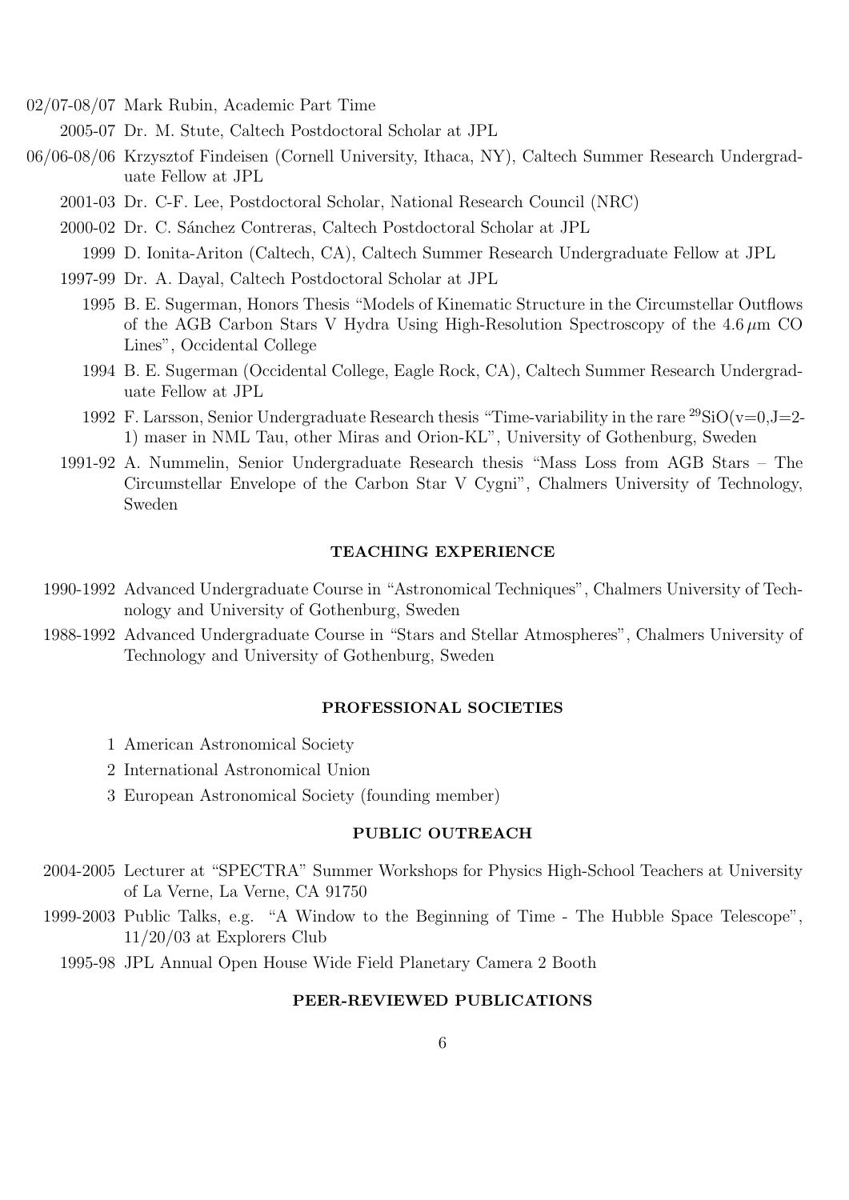02/07-08/07 Mark Rubin, Academic Part Time

2005-07 Dr. M. Stute, Caltech Postdoctoral Scholar at JPL

06/06-08/06 Krzysztof Findeisen (Cornell University, Ithaca, NY), Caltech Summer Research Undergraduate Fellow at JPL

2001-03 Dr. C-F. Lee, Postdoctoral Scholar, National Research Council (NRC)

2000-02 Dr. C. Sánchez Contreras, Caltech Postdoctoral Scholar at JPL

1999 D. Ionita-Ariton (Caltech, CA), Caltech Summer Research Undergraduate Fellow at JPL

1997-99 Dr. A. Dayal, Caltech Postdoctoral Scholar at JPL

1995 B. E. Sugerman, Honors Thesis "Models of Kinematic Structure in the Circumstellar Outflows of the AGB Carbon Stars V Hydra Using High-Resolution Spectroscopy of the 4.6 $\mu$m CO Lines", Occidental College

1994 B. E. Sugerman (Occidental College, Eagle Rock, CA), Caltech Summer Research Undergraduate Fellow at JPL

1992 F. Larsson, Senior Undergraduate Research thesis "Time-variability in the rare $^{29}$SiO(v=0,J=2-1) maser in NML Tau, other Miras and Orion-KL", University of Gothenburg, Sweden

1991-92 A. Nummelin, Senior Undergraduate Research thesis "Mass Loss from AGB Stars – The Circumstellar Envelope of the Carbon Star V Cygni", Chalmers University of Technology, Sweden

## TEACHING EXPERIENCE

1990-1992 Advanced Undergraduate Course in "Astronomical Techniques", Chalmers University of Technology and University of Gothenburg, Sweden

1988-1992 Advanced Undergraduate Course in "Stars and Stellar Atmospheres", Chalmers University of Technology and University of Gothenburg, Sweden

## PROFESSIONAL SOCIETIES

1 American Astronomical Society

2 International Astronomical Union

3 European Astronomical Society (founding member)

## PUBLIC OUTREACH

2004-2005 Lecturer at "SPECTRA" Summer Workshops for Physics High-School Teachers at University of La Verne, La Verne, CA 91750

1999-2003 Public Talks, e.g. "A Window to the Beginning of Time - The Hubble Space Telescope", 11/20/03 at Explorers Club

1995-98 JPL Annual Open House Wide Field Planetary Camera 2 Booth

## PEER-REVIEWED PUBLICATIONS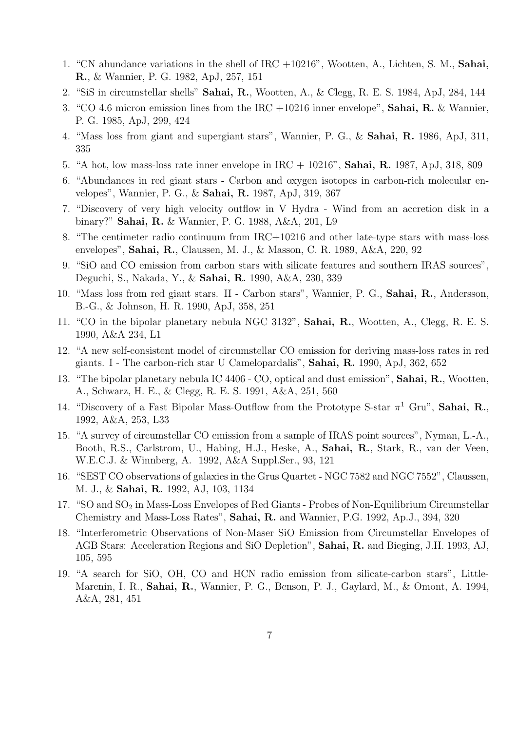1. "CN abundance variations in the shell of IRC +10216", Wootten, A., Lichten, S. M., **Sahai, R.**, & Wannier, P. G. 1982, ApJ, 257, 151
2. "SiS in circumstellar shells" **Sahai, R.**, Wootten, A., & Clegg, R. E. S. 1984, ApJ, 284, 144
3. "CO 4.6 micron emission lines from the IRC +10216 inner envelope", **Sahai, R.** & Wannier, P. G. 1985, ApJ, 299, 424
4. "Mass loss from giant and supergiant stars", Wannier, P. G., & **Sahai, R.** 1986, ApJ, 311, 335
5. "A hot, low mass-loss rate inner envelope in IRC + 10216", **Sahai, R.** 1987, ApJ, 318, 809
6. "Abundances in red giant stars - Carbon and oxygen isotopes in carbon-rich molecular envelopes", Wannier, P. G., & **Sahai, R.** 1987, ApJ, 319, 367
7. "Discovery of very high velocity outflow in V Hydra - Wind from an accretion disk in a binary?" **Sahai, R.** & Wannier, P. G. 1988, A&A, 201, L9
8. "The centimeter radio continuum from IRC+10216 and other late-type stars with mass-loss envelopes", **Sahai, R.**, Claussen, M. J., & Masson, C. R. 1989, A&A, 220, 92
9. "SiO and CO emission from carbon stars with silicate features and southern IRAS sources", Deguchi, S., Nakada, Y., & **Sahai, R.** 1990, A&A, 230, 339
10. "Mass loss from red giant stars. II - Carbon stars", Wannier, P. G., **Sahai, R.**, Andersson, B.-G., & Johnson, H. R. 1990, ApJ, 358, 251
11. "CO in the bipolar planetary nebula NGC 3132", **Sahai, R.**, Wootten, A., Clegg, R. E. S. 1990, A&A 234, L1
12. "A new self-consistent model of circumstellar CO emission for deriving mass-loss rates in red giants. I - The carbon-rich star U Camelopardalis", **Sahai, R.** 1990, ApJ, 362, 652
13. "The bipolar planetary nebula IC 4406 - CO, optical and dust emission", **Sahai, R.**, Wootten, A., Schwarz, H. E., & Clegg, R. E. S. 1991, A&A, 251, 560
14. "Discovery of a Fast Bipolar Mass-Outflow from the Prototype S-star $\pi^1$ Gru", **Sahai, R.**, 1992, A&A, 253, L33
15. "A survey of circumstellar CO emission from a sample of IRAS point sources", Nyman, L.-A., Booth, R.S., Carlstrom, U., Habing, H.J., Heske, A., **Sahai, R.**, Stark, R., van der Veen, W.E.C.J. & Winnberg, A. 1992, A&A Suppl.Ser., 93, 121
16. "SEST CO observations of galaxies in the Grus Quartet - NGC 7582 and NGC 7552", Claussen, M. J., & **Sahai, R.** 1992, AJ, 103, 1134
17. "SO and $SO_2$ in Mass-Loss Envelopes of Red Giants - Probes of Non-Equilibrium Circumstellar Chemistry and Mass-Loss Rates", **Sahai, R.** and Wannier, P.G. 1992, Ap.J., 394, 320
18. "Interferometric Observations of Non-Maser SiO Emission from Circumstellar Envelopes of AGB Stars: Acceleration Regions and SiO Depletion", **Sahai, R.** and Bieging, J.H. 1993, AJ, 105, 595
19. "A search for SiO, OH, CO and HCN radio emission from silicate-carbon stars", Little-Marenin, I. R., **Sahai, R.**, Wannier, P. G., Benson, P. J., Gaylard, M., & Omont, A. 1994, A&A, 281, 451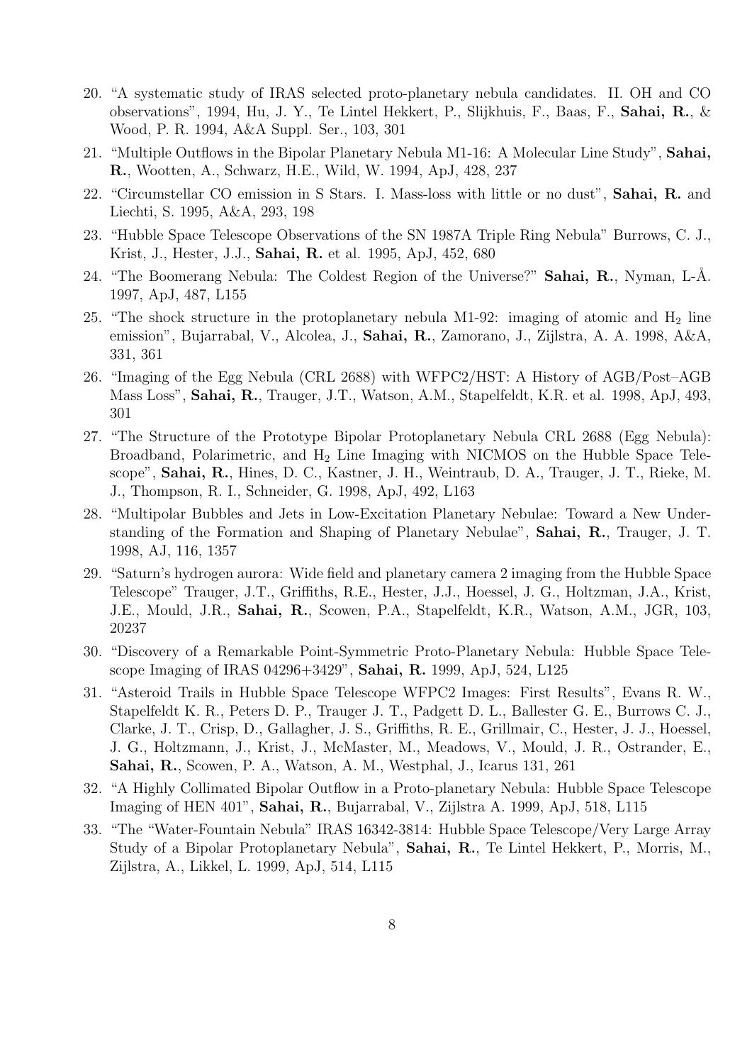20. "A systematic study of IRAS selected proto-planetary nebula candidates. II. OH and CO observations", 1994, Hu, J. Y., Te Lintel Hekkert, P., Slijkhuis, F., Baas, F., **Sahai, R.**, & Wood, P. R. 1994, A&A Suppl. Ser., 103, 301

21. "Multiple Outflows in the Bipolar Planetary Nebula M1-16: A Molecular Line Study", **Sahai, R.**, Wootten, A., Schwarz, H.E., Wild, W. 1994, ApJ, 428, 237

22. "Circumstellar CO emission in S Stars. I. Mass-loss with little or no dust", **Sahai, R.** and Liechti, S. 1995, A&A, 293, 198

23. "Hubble Space Telescope Observations of the SN 1987A Triple Ring Nebula" Burrows, C. J., Krist, J., Hester, J.J., **Sahai, R.** et al. 1995, ApJ, 452, 680

24. "The Boomerang Nebula: The Coldest Region of the Universe?" **Sahai, R.**, Nyman, L-Å. 1997, ApJ, 487, L155

25. "The shock structure in the protoplanetary nebula M1-92: imaging of atomic and $H_2$ line emission", Bujarrabal, V., Alcolea, J., **Sahai, R.**, Zamorano, J., Zijlstra, A. A. 1998, A&A, 331, 361

26. "Imaging of the Egg Nebula (CRL 2688) with WFPC2/HST: A History of AGB/Post–AGB Mass Loss", **Sahai, R.**, Trauger, J.T., Watson, A.M., Stapelfeldt, K.R. et al. 1998, ApJ, 493, 301

27. "The Structure of the Prototype Bipolar Protoplanetary Nebula CRL 2688 (Egg Nebula): Broadband, Polarimetric, and $H_2$ Line Imaging with NICMOS on the Hubble Space Telescope", **Sahai, R.**, Hines, D. C., Kastner, J. H., Weintraub, D. A., Trauger, J. T., Rieke, M. J., Thompson, R. I., Schneider, G. 1998, ApJ, 492, L163

28. "Multipolar Bubbles and Jets in Low-Excitation Planetary Nebulae: Toward a New Understanding of the Formation and Shaping of Planetary Nebulae", **Sahai, R.**, Trauger, J. T. 1998, AJ, 116, 1357

29. "Saturn's hydrogen aurora: Wide field and planetary camera 2 imaging from the Hubble Space Telescope" Trauger, J.T., Griffiths, R.E., Hester, J.J., Hoessel, J. G., Holtzman, J.A., Krist, J.E., Mould, J.R., **Sahai, R.**, Scowen, P.A., Stapelfeldt, K.R., Watson, A.M., JGR, 103, 20237

30. "Discovery of a Remarkable Point-Symmetric Proto-Planetary Nebula: Hubble Space Telescope Imaging of IRAS 04296+3429", **Sahai, R.** 1999, ApJ, 524, L125

31. "Asteroid Trails in Hubble Space Telescope WFPC2 Images: First Results", Evans R. W., Stapelfeldt K. R., Peters D. P., Trauger J. T., Padgett D. L., Ballester G. E., Burrows C. J., Clarke, J. T., Crisp, D., Gallagher, J. S., Griffiths, R. E., Grillmair, C., Hester, J. J., Hoessel, J. G., Holtzmann, J., Krist, J., McMaster, M., Meadows, V., Mould, J. R., Ostrander, E., **Sahai, R.**, Scowen, P. A., Watson, A. M., Westphal, J., Icarus 131, 261

32. "A Highly Collimated Bipolar Outflow in a Proto-planetary Nebula: Hubble Space Telescope Imaging of HEN 401", **Sahai, R.**, Bujarrabal, V., Zijlstra A. 1999, ApJ, 518, L115

33. "The "Water-Fountain Nebula" IRAS 16342-3814: Hubble Space Telescope/Very Large Array Study of a Bipolar Protoplanetary Nebula", **Sahai, R.**, Te Lintel Hekkert, P., Morris, M., Zijlstra, A., Likkel, L. 1999, ApJ, 514, L115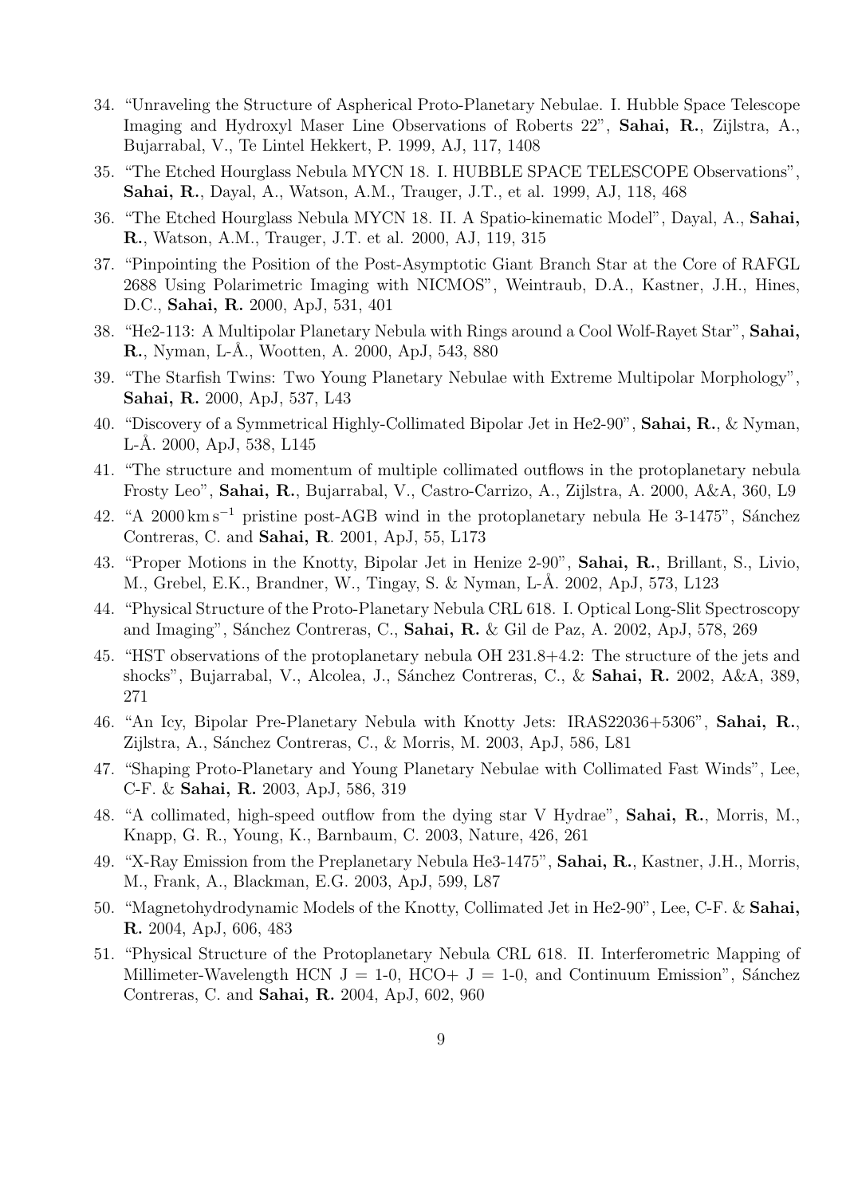34. "Unraveling the Structure of Aspherical Proto-Planetary Nebulae. I. Hubble Space Telescope Imaging and Hydroxyl Maser Line Observations of Roberts 22", **Sahai, R.**, Zijlstra, A., Bujarrabal, V., Te Lintel Hekkert, P. 1999, AJ, 117, 1408
35. "The Etched Hourglass Nebula MYCN 18. I. HUBBLE SPACE TELESCOPE Observations", **Sahai, R.**, Dayal, A., Watson, A.M., Trauger, J.T., et al. 1999, AJ, 118, 468
36. "The Etched Hourglass Nebula MYCN 18. II. A Spatio-kinematic Model", Dayal, A., **Sahai, R.**, Watson, A.M., Trauger, J.T. et al. 2000, AJ, 119, 315
37. "Pinpointing the Position of the Post-Asymptotic Giant Branch Star at the Core of RAFGL 2688 Using Polarimetric Imaging with NICMOS", Weintraub, D.A., Kastner, J.H., Hines, D.C., **Sahai, R.** 2000, ApJ, 531, 401
38. "He2-113: A Multipolar Planetary Nebula with Rings around a Cool Wolf-Rayet Star", **Sahai, R.**, Nyman, L-Å., Wootten, A. 2000, ApJ, 543, 880
39. "The Starfish Twins: Two Young Planetary Nebulae with Extreme Multipolar Morphology", **Sahai, R.** 2000, ApJ, 537, L43
40. "Discovery of a Symmetrical Highly-Collimated Bipolar Jet in He2-90", **Sahai, R.**, & Nyman, L-Å. 2000, ApJ, 538, L145
41. "The structure and momentum of multiple collimated outflows in the protoplanetary nebula Frosty Leo", **Sahai, R.**, Bujarrabal, V., Castro-Carrizo, A., Zijlstra, A. 2000, A&A, 360, L9
42. "A 2000 $\mathrm{km\,s^{-1}}$ pristine post-AGB wind in the protoplanetary nebula He 3-1475", Sánchez Contreras, C. and **Sahai, R**. 2001, ApJ, 55, L173
43. "Proper Motions in the Knotty, Bipolar Jet in Henize 2-90", **Sahai, R.**, Brillant, S., Livio, M., Grebel, E.K., Brandner, W., Tingay, S. & Nyman, L-Å. 2002, ApJ, 573, L123
44. "Physical Structure of the Proto-Planetary Nebula CRL 618. I. Optical Long-Slit Spectroscopy and Imaging", Sánchez Contreras, C., **Sahai, R.** & Gil de Paz, A. 2002, ApJ, 578, 269
45. "HST observations of the protoplanetary nebula OH 231.8+4.2: The structure of the jets and shocks", Bujarrabal, V., Alcolea, J., Sánchez Contreras, C., & **Sahai, R.** 2002, A&A, 389, 271
46. "An Icy, Bipolar Pre-Planetary Nebula with Knotty Jets: IRAS22036+5306", **Sahai, R.**, Zijlstra, A., Sánchez Contreras, C., & Morris, M. 2003, ApJ, 586, L81
47. "Shaping Proto-Planetary and Young Planetary Nebulae with Collimated Fast Winds", Lee, C-F. & **Sahai, R.** 2003, ApJ, 586, 319
48. "A collimated, high-speed outflow from the dying star V Hydrae", **Sahai, R.**, Morris, M., Knapp, G. R., Young, K., Barnbaum, C. 2003, Nature, 426, 261
49. "X-Ray Emission from the Preplanetary Nebula He3-1475", **Sahai, R.**, Kastner, J.H., Morris, M., Frank, A., Blackman, E.G. 2003, ApJ, 599, L87
50. "Magnetohydrodynamic Models of the Knotty, Collimated Jet in He2-90", Lee, C-F. & **Sahai, R.** 2004, ApJ, 606, 483
51. "Physical Structure of the Protoplanetary Nebula CRL 618. II. Interferometric Mapping of Millimeter-Wavelength HCN J = 1-0, HCO+ J = 1-0, and Continuum Emission", Sánchez Contreras, C. and **Sahai, R.** 2004, ApJ, 602, 960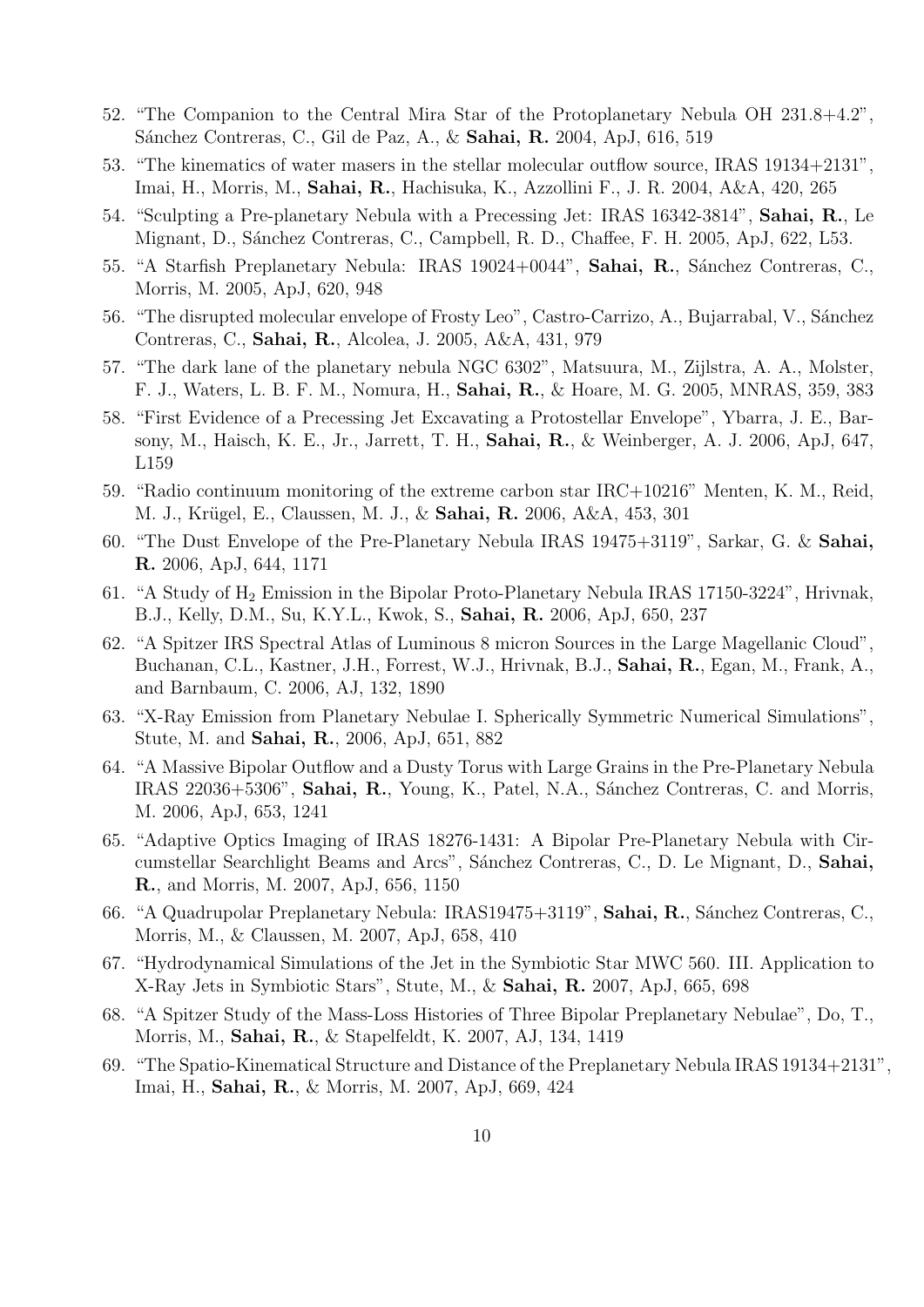52. "The Companion to the Central Mira Star of the Protoplanetary Nebula OH 231.8+4.2", Sánchez Contreras, C., Gil de Paz, A., & **Sahai, R.** 2004, ApJ, 616, 519
53. "The kinematics of water masers in the stellar molecular outflow source, IRAS 19134+2131", Imai, H., Morris, M., **Sahai, R.**, Hachisuka, K., Azzollini F., J. R. 2004, A&A, 420, 265
54. "Sculpting a Pre-planetary Nebula with a Precessing Jet: IRAS 16342-3814", **Sahai, R.**, Le Mignant, D., Sánchez Contreras, C., Campbell, R. D., Chaffee, F. H. 2005, ApJ, 622, L53.
55. "A Starfish Preplanetary Nebula: IRAS 19024+0044", **Sahai, R.**, Sánchez Contreras, C., Morris, M. 2005, ApJ, 620, 948
56. "The disrupted molecular envelope of Frosty Leo", Castro-Carrizo, A., Bujarrabal, V., Sánchez Contreras, C., **Sahai, R.**, Alcolea, J. 2005, A&A, 431, 979
57. "The dark lane of the planetary nebula NGC 6302", Matsuura, M., Zijlstra, A. A., Molster, F. J., Waters, L. B. F. M., Nomura, H., **Sahai, R.**, & Hoare, M. G. 2005, MNRAS, 359, 383
58. "First Evidence of a Precessing Jet Excavating a Protostellar Envelope", Ybarra, J. E., Barsony, M., Haisch, K. E., Jr., Jarrett, T. H., **Sahai, R.**, & Weinberger, A. J. 2006, ApJ, 647, L159
59. "Radio continuum monitoring of the extreme carbon star IRC+10216" Menten, K. M., Reid, M. J., Krügel, E., Claussen, M. J., & **Sahai, R.** 2006, A&A, 453, 301
60. "The Dust Envelope of the Pre-Planetary Nebula IRAS 19475+3119", Sarkar, G. & **Sahai, R.** 2006, ApJ, 644, 1171
61. "A Study of $H_2$ Emission in the Bipolar Proto-Planetary Nebula IRAS 17150-3224", Hrivnak, B.J., Kelly, D.M., Su, K.Y.L., Kwok, S., **Sahai, R.** 2006, ApJ, 650, 237
62. "A Spitzer IRS Spectral Atlas of Luminous 8 micron Sources in the Large Magellanic Cloud", Buchanan, C.L., Kastner, J.H., Forrest, W.J., Hrivnak, B.J., **Sahai, R.**, Egan, M., Frank, A., and Barnbaum, C. 2006, AJ, 132, 1890
63. "X-Ray Emission from Planetary Nebulae I. Spherically Symmetric Numerical Simulations", Stute, M. and **Sahai, R.**, 2006, ApJ, 651, 882
64. "A Massive Bipolar Outflow and a Dusty Torus with Large Grains in the Pre-Planetary Nebula IRAS 22036+5306", **Sahai, R.**, Young, K., Patel, N.A., Sánchez Contreras, C. and Morris, M. 2006, ApJ, 653, 1241
65. "Adaptive Optics Imaging of IRAS 18276-1431: A Bipolar Pre-Planetary Nebula with Circumstellar Searchlight Beams and Arcs", Sánchez Contreras, C., D. Le Mignant, D., **Sahai, R.**, and Morris, M. 2007, ApJ, 656, 1150
66. "A Quadrupolar Preplanetary Nebula: IRAS19475+3119", **Sahai, R.**, Sánchez Contreras, C., Morris, M., & Claussen, M. 2007, ApJ, 658, 410
67. "Hydrodynamical Simulations of the Jet in the Symbiotic Star MWC 560. III. Application to X-Ray Jets in Symbiotic Stars", Stute, M., & **Sahai, R.** 2007, ApJ, 665, 698
68. "A Spitzer Study of the Mass-Loss Histories of Three Bipolar Preplanetary Nebulae", Do, T., Morris, M., **Sahai, R.**, & Stapelfeldt, K. 2007, AJ, 134, 1419
69. "The Spatio-Kinematical Structure and Distance of the Preplanetary Nebula IRAS 19134+2131", Imai, H., **Sahai, R.**, & Morris, M. 2007, ApJ, 669, 424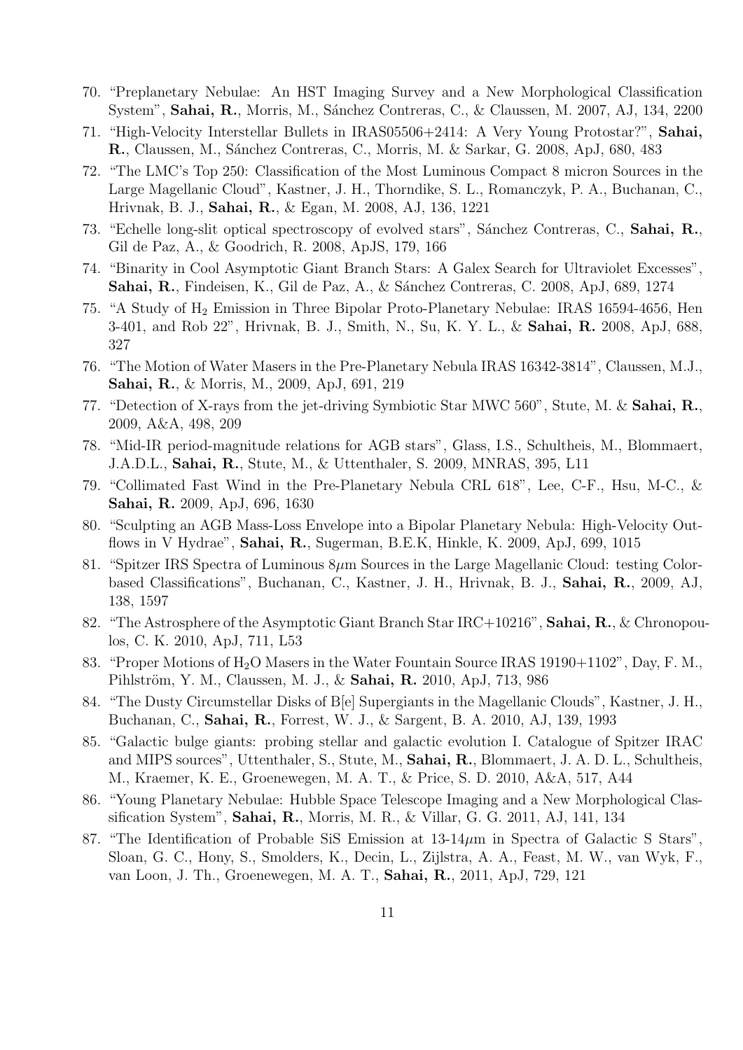70. "Preplanetary Nebulae: An HST Imaging Survey and a New Morphological Classification System", **Sahai, R.**, Morris, M., Sánchez Contreras, C., & Claussen, M. 2007, AJ, 134, 2200
71. "High-Velocity Interstellar Bullets in IRAS05506+2414: A Very Young Protostar?", **Sahai, R.**, Claussen, M., Sánchez Contreras, C., Morris, M. & Sarkar, G. 2008, ApJ, 680, 483
72. "The LMC's Top 250: Classification of the Most Luminous Compact 8 micron Sources in the Large Magellanic Cloud", Kastner, J. H., Thorndike, S. L., Romanczyk, P. A., Buchanan, C., Hrivnak, B. J., **Sahai, R.**, & Egan, M. 2008, AJ, 136, 1221
73. "Echelle long-slit optical spectroscopy of evolved stars", Sánchez Contreras, C., **Sahai, R.**, Gil de Paz, A., & Goodrich, R. 2008, ApJS, 179, 166
74. "Binarity in Cool Asymptotic Giant Branch Stars: A Galex Search for Ultraviolet Excesses", **Sahai, R.**, Findeisen, K., Gil de Paz, A., & Sánchez Contreras, C. 2008, ApJ, 689, 1274
75. "A Study of $H_2$ Emission in Three Bipolar Proto-Planetary Nebulae: IRAS 16594-4656, Hen 3-401, and Rob 22", Hrivnak, B. J., Smith, N., Su, K. Y. L., & **Sahai, R.** 2008, ApJ, 688, 327
76. "The Motion of Water Masers in the Pre-Planetary Nebula IRAS 16342-3814", Claussen, M.J., **Sahai, R.**, & Morris, M., 2009, ApJ, 691, 219
77. "Detection of X-rays from the jet-driving Symbiotic Star MWC 560", Stute, M. & **Sahai, R.**, 2009, A&A, 498, 209
78. "Mid-IR period-magnitude relations for AGB stars", Glass, I.S., Schultheis, M., Blommaert, J.A.D.L., **Sahai, R.**, Stute, M., & Uttenthaler, S. 2009, MNRAS, 395, L11
79. "Collimated Fast Wind in the Pre-Planetary Nebula CRL 618", Lee, C-F., Hsu, M-C., & **Sahai, R.** 2009, ApJ, 696, 1630
80. "Sculpting an AGB Mass-Loss Envelope into a Bipolar Planetary Nebula: High-Velocity Outflows in V Hydrae", **Sahai, R.**, Sugerman, B.E.K, Hinkle, K. 2009, ApJ, 699, 1015
81. "Spitzer IRS Spectra of Luminous 8$\mu$m Sources in the Large Magellanic Cloud: testing Color-based Classifications", Buchanan, C., Kastner, J. H., Hrivnak, B. J., **Sahai, R.**, 2009, AJ, 138, 1597
82. "The Astrosphere of the Asymptotic Giant Branch Star IRC+10216", **Sahai, R.**, & Chronopoulos, C. K. 2010, ApJ, 711, L53
83. "Proper Motions of $H_2O$ Masers in the Water Fountain Source IRAS 19190+1102", Day, F. M., Pihlström, Y. M., Claussen, M. J., & **Sahai, R.** 2010, ApJ, 713, 986
84. "The Dusty Circumstellar Disks of B[e] Supergiants in the Magellanic Clouds", Kastner, J. H., Buchanan, C., **Sahai, R.**, Forrest, W. J., & Sargent, B. A. 2010, AJ, 139, 1993
85. "Galactic bulge giants: probing stellar and galactic evolution I. Catalogue of Spitzer IRAC and MIPS sources", Uttenthaler, S., Stute, M., **Sahai, R.**, Blommaert, J. A. D. L., Schultheis, M., Kraemer, K. E., Groenewegen, M. A. T., & Price, S. D. 2010, A&A, 517, A44
86. "Young Planetary Nebulae: Hubble Space Telescope Imaging and a New Morphological Classification System", **Sahai, R.**, Morris, M. R., & Villar, G. G. 2011, AJ, 141, 134
87. "The Identification of Probable SiS Emission at 13-14$\mu$m in Spectra of Galactic S Stars", Sloan, G. C., Hony, S., Smolders, K., Decin, L., Zijlstra, A. A., Feast, M. W., van Wyk, F., van Loon, J. Th., Groenewegen, M. A. T., **Sahai, R.**, 2011, ApJ, 729, 121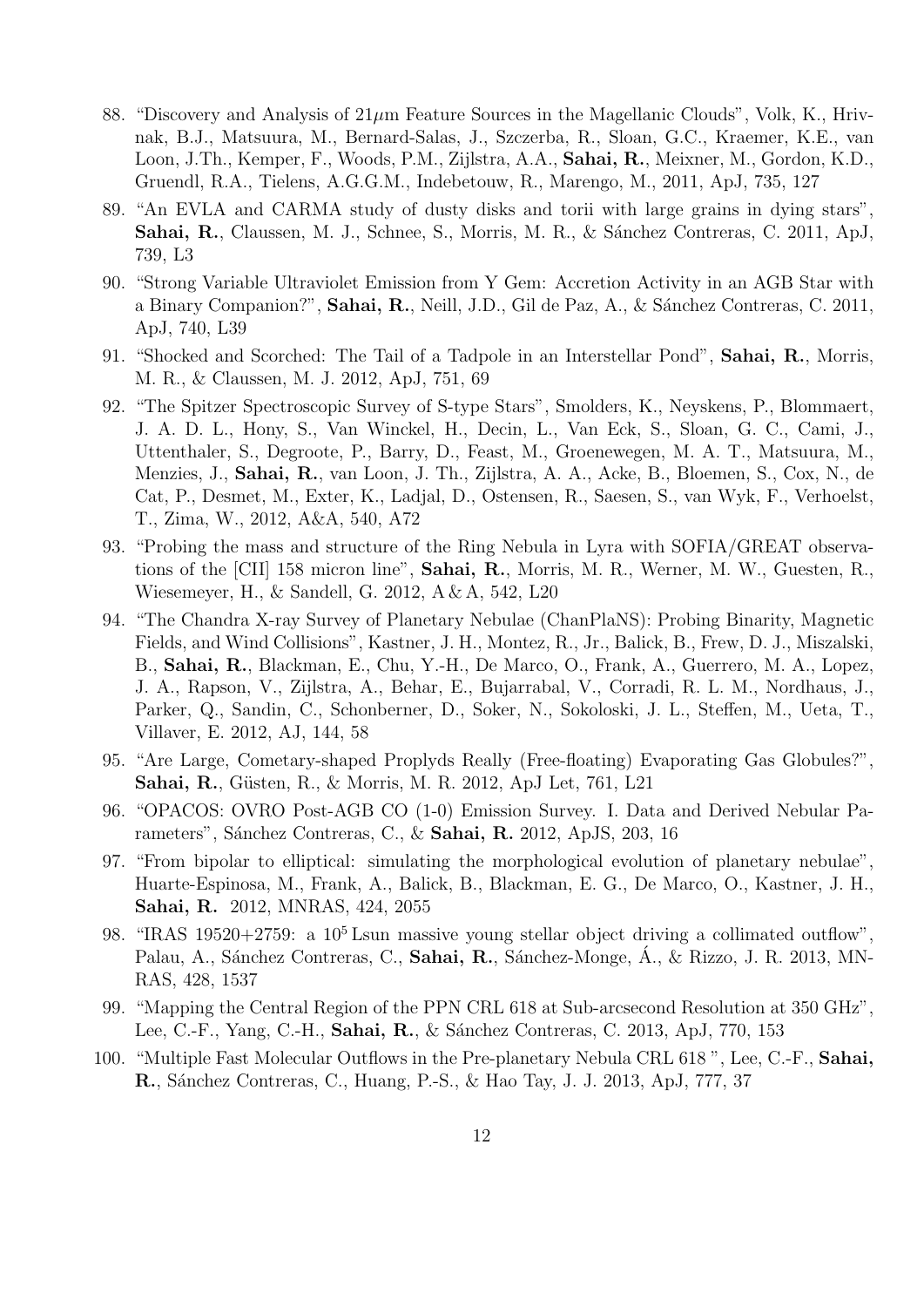88. "Discovery and Analysis of 21$\mu$m Feature Sources in the Magellanic Clouds", Volk, K., Hrivnak, B.J., Matsuura, M., Bernard-Salas, J., Szczerba, R., Sloan, G.C., Kraemer, K.E., van Loon, J.Th., Kemper, F., Woods, P.M., Zijlstra, A.A., **Sahai, R.**, Meixner, M., Gordon, K.D., Gruendl, R.A., Tielens, A.G.G.M., Indebetouw, R., Marengo, M., 2011, ApJ, 735, 127

89. "An EVLA and CARMA study of dusty disks and torii with large grains in dying stars", **Sahai, R.**, Claussen, M. J., Schnee, S., Morris, M. R., & Sánchez Contreras, C. 2011, ApJ, 739, L3

90. "Strong Variable Ultraviolet Emission from Y Gem: Accretion Activity in an AGB Star with a Binary Companion?", **Sahai, R.**, Neill, J.D., Gil de Paz, A., & Sánchez Contreras, C. 2011, ApJ, 740, L39

91. "Shocked and Scorched: The Tail of a Tadpole in an Interstellar Pond", **Sahai, R.**, Morris, M. R., & Claussen, M. J. 2012, ApJ, 751, 69

92. "The Spitzer Spectroscopic Survey of S-type Stars", Smolders, K., Neyskens, P., Blommaert, J. A. D. L., Hony, S., Van Winckel, H., Decin, L., Van Eck, S., Sloan, G. C., Cami, J., Uttenthaler, S., Degroote, P., Barry, D., Feast, M., Groenewegen, M. A. T., Matsuura, M., Menzies, J., **Sahai, R.**, van Loon, J. Th., Zijlstra, A. A., Acke, B., Bloemen, S., Cox, N., de Cat, P., Desmet, M., Exter, K., Ladjal, D., Ostensen, R., Saesen, S., van Wyk, F., Verhoelst, T., Zima, W., 2012, A&A, 540, A72

93. "Probing the mass and structure of the Ring Nebula in Lyra with SOFIA/GREAT observations of the [CII] 158 micron line", **Sahai, R.**, Morris, M. R., Werner, M. W., Guesten, R., Wiesemeyer, H., & Sandell, G. 2012, A & A, 542, L20

94. "The Chandra X-ray Survey of Planetary Nebulae (ChanPlaNS): Probing Binarity, Magnetic Fields, and Wind Collisions", Kastner, J. H., Montez, R., Jr., Balick, B., Frew, D. J., Miszalski, B., **Sahai, R.**, Blackman, E., Chu, Y.-H., De Marco, O., Frank, A., Guerrero, M. A., Lopez, J. A., Rapson, V., Zijlstra, A., Behar, E., Bujarrabal, V., Corradi, R. L. M., Nordhaus, J., Parker, Q., Sandin, C., Schonberner, D., Soker, N., Sokoloski, J. L., Steffen, M., Ueta, T., Villaver, E. 2012, AJ, 144, 58

95. "Are Large, Cometary-shaped Proplyds Really (Free-floating) Evaporating Gas Globules?", **Sahai, R.**, Güsten, R., & Morris, M. R. 2012, ApJ Let, 761, L21

96. "OPACOS: OVRO Post-AGB CO (1-0) Emission Survey. I. Data and Derived Nebular Parameters", Sánchez Contreras, C., & **Sahai, R.** 2012, ApJS, 203, 16

97. "From bipolar to elliptical: simulating the morphological evolution of planetary nebulae", Huarte-Espinosa, M., Frank, A., Balick, B., Blackman, E. G., De Marco, O., Kastner, J. H., **Sahai, R.** 2012, MNRAS, 424, 2055

98. "IRAS 19520+2759: a $10^5$ Lsun massive young stellar object driving a collimated outflow", Palau, A., Sánchez Contreras, C., **Sahai, R.**, Sánchez-Monge, Á., & Rizzo, J. R. 2013, MNRAS, 428, 1537

99. "Mapping the Central Region of the PPN CRL 618 at Sub-arcsecond Resolution at 350 GHz", Lee, C.-F., Yang, C.-H., **Sahai, R.**, & Sánchez Contreras, C. 2013, ApJ, 770, 153

100. "Multiple Fast Molecular Outflows in the Pre-planetary Nebula CRL 618 ", Lee, C.-F., **Sahai, R.**, Sánchez Contreras, C., Huang, P.-S., & Hao Tay, J. J. 2013, ApJ, 777, 37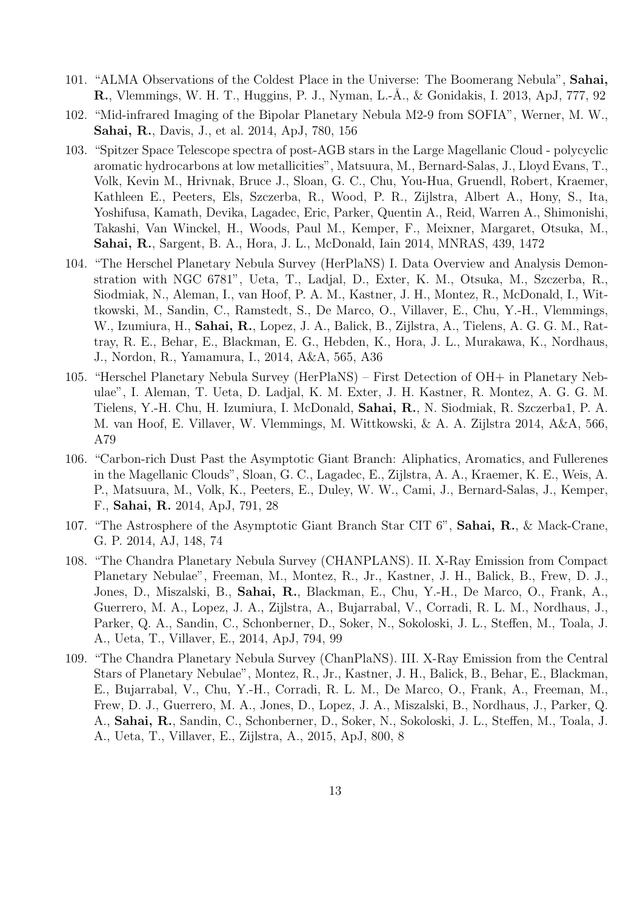101. "ALMA Observations of the Coldest Place in the Universe: The Boomerang Nebula", **Sahai, R.**, Vlemmings, W. H. T., Huggins, P. J., Nyman, L.-Å., & Gonidakis, I. 2013, ApJ, 777, 92
102. "Mid-infrared Imaging of the Bipolar Planetary Nebula M2-9 from SOFIA", Werner, M. W., **Sahai, R.**, Davis, J., et al. 2014, ApJ, 780, 156
103. "Spitzer Space Telescope spectra of post-AGB stars in the Large Magellanic Cloud - polycyclic aromatic hydrocarbons at low metallicities", Matsuura, M., Bernard-Salas, J., Lloyd Evans, T., Volk, Kevin M., Hrivnak, Bruce J., Sloan, G. C., Chu, You-Hua, Gruendl, Robert, Kraemer, Kathleen E., Peeters, Els, Szczerba, R., Wood, P. R., Zijlstra, Albert A., Hony, S., Ita, Yoshifusa, Kamath, Devika, Lagadec, Eric, Parker, Quentin A., Reid, Warren A., Shimonishi, Takashi, Van Winckel, H., Woods, Paul M., Kemper, F., Meixner, Margaret, Otsuka, M., **Sahai, R.**, Sargent, B. A., Hora, J. L., McDonald, Iain 2014, MNRAS, 439, 1472
104. "The Herschel Planetary Nebula Survey (HerPlaNS) I. Data Overview and Analysis Demonstration with NGC 6781", Ueta, T., Ladjal, D., Exter, K. M., Otsuka, M., Szczerba, R., Siodmiak, N., Aleman, I., van Hoof, P. A. M., Kastner, J. H., Montez, R., McDonald, I., Wittkowski, M., Sandin, C., Ramstedt, S., De Marco, O., Villaver, E., Chu, Y.-H., Vlemmings, W., Izumiura, H., **Sahai, R.**, Lopez, J. A., Balick, B., Zijlstra, A., Tielens, A. G. G. M., Rattray, R. E., Behar, E., Blackman, E. G., Hebden, K., Hora, J. L., Murakawa, K., Nordhaus, J., Nordon, R., Yamamura, I., 2014, A&A, 565, A36
105. "Herschel Planetary Nebula Survey (HerPlaNS) – First Detection of OH+ in Planetary Nebulae", I. Aleman, T. Ueta, D. Ladjal, K. M. Exter, J. H. Kastner, R. Montez, A. G. G. M. Tielens, Y.-H. Chu, H. Izumiura, I. McDonald, **Sahai, R.**, N. Siodmiak, R. Szczerba1, P. A. M. van Hoof, E. Villaver, W. Vlemmings, M. Wittkowski, & A. A. Zijlstra 2014, A&A, 566, A79
106. "Carbon-rich Dust Past the Asymptotic Giant Branch: Aliphatics, Aromatics, and Fullerenes in the Magellanic Clouds", Sloan, G. C., Lagadec, E., Zijlstra, A. A., Kraemer, K. E., Weis, A. P., Matsuura, M., Volk, K., Peeters, E., Duley, W. W., Cami, J., Bernard-Salas, J., Kemper, F., **Sahai, R.** 2014, ApJ, 791, 28
107. "The Astrosphere of the Asymptotic Giant Branch Star CIT 6", **Sahai, R.**, & Mack-Crane, G. P. 2014, AJ, 148, 74
108. "The Chandra Planetary Nebula Survey (CHANPLANS). II. X-Ray Emission from Compact Planetary Nebulae", Freeman, M., Montez, R., Jr., Kastner, J. H., Balick, B., Frew, D. J., Jones, D., Miszalski, B., **Sahai, R.**, Blackman, E., Chu, Y.-H., De Marco, O., Frank, A., Guerrero, M. A., Lopez, J. A., Zijlstra, A., Bujarrabal, V., Corradi, R. L. M., Nordhaus, J., Parker, Q. A., Sandin, C., Schonberner, D., Soker, N., Sokoloski, J. L., Steffen, M., Toala, J. A., Ueta, T., Villaver, E., 2014, ApJ, 794, 99
109. "The Chandra Planetary Nebula Survey (ChanPlaNS). III. X-Ray Emission from the Central Stars of Planetary Nebulae", Montez, R., Jr., Kastner, J. H., Balick, B., Behar, E., Blackman, E., Bujarrabal, V., Chu, Y.-H., Corradi, R. L. M., De Marco, O., Frank, A., Freeman, M., Frew, D. J., Guerrero, M. A., Jones, D., Lopez, J. A., Miszalski, B., Nordhaus, J., Parker, Q. A., **Sahai, R.**, Sandin, C., Schonberner, D., Soker, N., Sokoloski, J. L., Steffen, M., Toala, J. A., Ueta, T., Villaver, E., Zijlstra, A., 2015, ApJ, 800, 8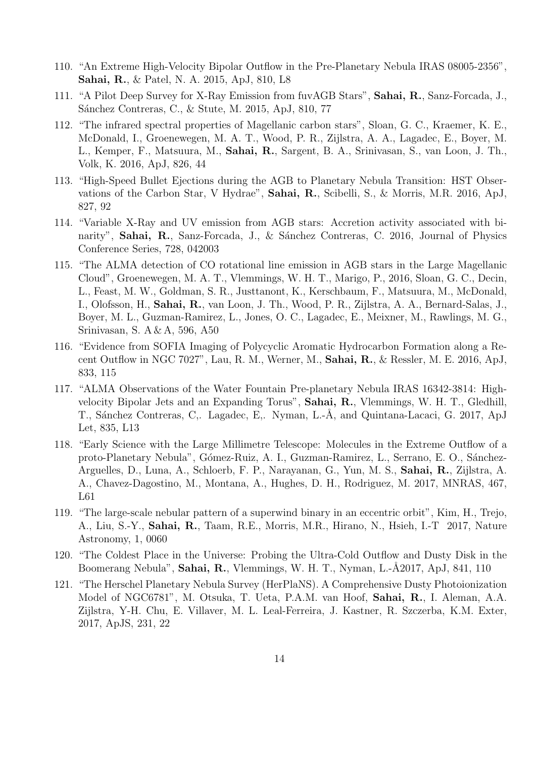110. "An Extreme High-Velocity Bipolar Outflow in the Pre-Planetary Nebula IRAS 08005-2356", **Sahai, R.**, & Patel, N. A. 2015, ApJ, 810, L8

111. "A Pilot Deep Survey for X-Ray Emission from fuvAGB Stars", **Sahai, R.**, Sanz-Forcada, J., Sánchez Contreras, C., & Stute, M. 2015, ApJ, 810, 77

112. "The infrared spectral properties of Magellanic carbon stars", Sloan, G. C., Kraemer, K. E., McDonald, I., Groenewegen, M. A. T., Wood, P. R., Zijlstra, A. A., Lagadec, E., Boyer, M. L., Kemper, F., Matsuura, M., **Sahai, R.**, Sargent, B. A., Srinivasan, S., van Loon, J. Th., Volk, K. 2016, ApJ, 826, 44

113. "High-Speed Bullet Ejections during the AGB to Planetary Nebula Transition: HST Observations of the Carbon Star, V Hydrae", **Sahai, R.**, Scibelli, S., & Morris, M.R. 2016, ApJ, 827, 92

114. "Variable X-Ray and UV emission from AGB stars: Accretion activity associated with binarity", **Sahai, R.**, Sanz-Forcada, J., & Sánchez Contreras, C. 2016, Journal of Physics Conference Series, 728, 042003

115. "The ALMA detection of CO rotational line emission in AGB stars in the Large Magellanic Cloud", Groenewegen, M. A. T., Vlemmings, W. H. T., Marigo, P., 2016, Sloan, G. C., Decin, L., Feast, M. W., Goldman, S. R., Justtanont, K., Kerschbaum, F., Matsuura, M., McDonald, I., Olofsson, H., **Sahai, R.**, van Loon, J. Th., Wood, P. R., Zijlstra, A. A., Bernard-Salas, J., Boyer, M. L., Guzman-Ramirez, L., Jones, O. C., Lagadec, E., Meixner, M., Rawlings, M. G., Srinivasan, S. A & A, 596, A50

116. "Evidence from SOFIA Imaging of Polycyclic Aromatic Hydrocarbon Formation along a Recent Outflow in NGC 7027", Lau, R. M., Werner, M., **Sahai, R.**, & Ressler, M. E. 2016, ApJ, 833, 115

117. "ALMA Observations of the Water Fountain Pre-planetary Nebula IRAS 16342-3814: High-velocity Bipolar Jets and an Expanding Torus", **Sahai, R.**, Vlemmings, W. H. T., Gledhill, T., Sánchez Contreras, C,. Lagadec, E,. Nyman, L.-Å, and Quintana-Lacaci, G. 2017, ApJ Let, 835, L13

118. "Early Science with the Large Millimetre Telescope: Molecules in the Extreme Outflow of a proto-Planetary Nebula", Gómez-Ruiz, A. I., Guzman-Ramirez, L., Serrano, E. O., Sánchez-Arguelles, D., Luna, A., Schloerb, F. P., Narayanan, G., Yun, M. S., **Sahai, R.**, Zijlstra, A. A., Chavez-Dagostino, M., Montana, A., Hughes, D. H., Rodriguez, M. 2017, MNRAS, 467, L61

119. "The large-scale nebular pattern of a superwind binary in an eccentric orbit", Kim, H., Trejo, A., Liu, S.-Y., **Sahai, R.**, Taam, R.E., Morris, M.R., Hirano, N., Hsieh, I.-T 2017, Nature Astronomy, 1, 0060

120. "The Coldest Place in the Universe: Probing the Ultra-Cold Outflow and Dusty Disk in the Boomerang Nebula", **Sahai, R.**, Vlemmings, W. H. T., Nyman, L.-Å2017, ApJ, 841, 110

121. "The Herschel Planetary Nebula Survey (HerPlaNS). A Comprehensive Dusty Photoionization Model of NGC6781", M. Otsuka, T. Ueta, P.A.M. van Hoof, **Sahai, R.**, I. Aleman, A.A. Zijlstra, Y-H. Chu, E. Villaver, M. L. Leal-Ferreira, J. Kastner, R. Szczerba, K.M. Exter, 2017, ApJS, 231, 22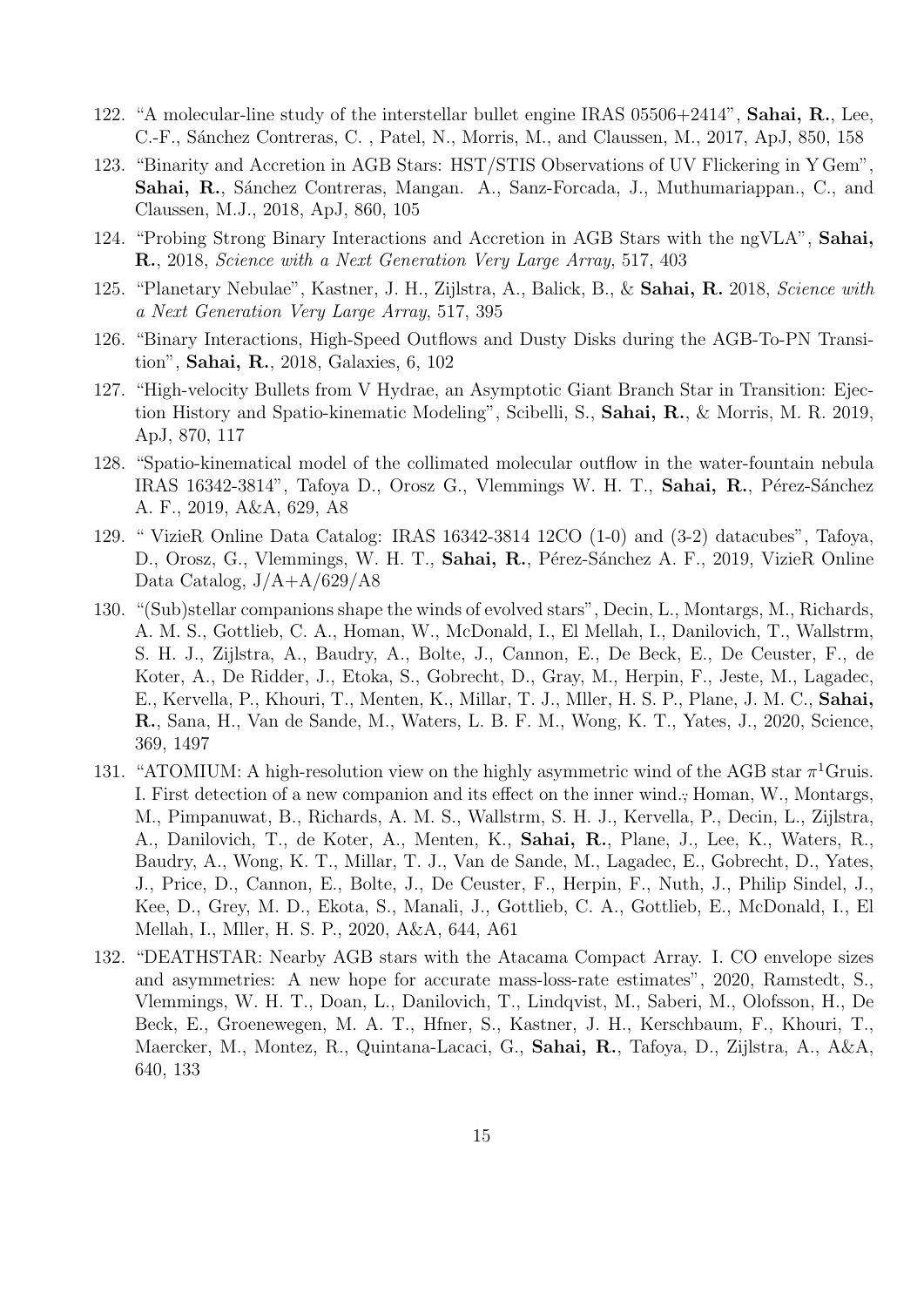122. "A molecular-line study of the interstellar bullet engine IRAS 05506+2414", **Sahai, R.**, Lee, C.-F., Sánchez Contreras, C. , Patel, N., Morris, M., and Claussen, M., 2017, ApJ, 850, 158

123. "Binarity and Accretion in AGB Stars: HST/STIS Observations of UV Flickering in Y Gem", **Sahai, R.**, Sánchez Contreras, Mangan. A., Sanz-Forcada, J., Muthumariappan., C., and Claussen, M.J., 2018, ApJ, 860, 105

124. "Probing Strong Binary Interactions and Accretion in AGB Stars with the ngVLA", **Sahai, R.**, 2018, *Science with a Next Generation Very Large Array*, 517, 403

125. "Planetary Nebulae", Kastner, J. H., Zijlstra, A., Balick, B., & **Sahai, R.** 2018, *Science with a Next Generation Very Large Array*, 517, 395

126. "Binary Interactions, High-Speed Outflows and Dusty Disks during the AGB-To-PN Transition", **Sahai, R.**, 2018, Galaxies, 6, 102

127. "High-velocity Bullets from V Hydrae, an Asymptotic Giant Branch Star in Transition: Ejection History and Spatio-kinematic Modeling", Scibelli, S., **Sahai, R.**, & Morris, M. R. 2019, ApJ, 870, 117

128. "Spatio-kinematical model of the collimated molecular outflow in the water-fountain nebula IRAS 16342-3814", Tafoya D., Orosz G., Vlemmings W. H. T., **Sahai, R.**, Pérez-Sánchez A. F., 2019, A&A, 629, A8

129. " VizieR Online Data Catalog: IRAS 16342-3814 12CO (1-0) and (3-2) datacubes", Tafoya, D., Orosz, G., Vlemmings, W. H. T., **Sahai, R.**, Pérez-Sánchez A. F., 2019, VizieR Online Data Catalog, J/A+A/629/A8

130. "(Sub)stellar companions shape the winds of evolved stars", Decin, L., Montargs, M., Richards, A. M. S., Gottlieb, C. A., Homan, W., McDonald, I., El Mellah, I., Danilovich, T., Wallstrm, S. H. J., Zijlstra, A., Baudry, A., Bolte, J., Cannon, E., De Beck, E., De Ceuster, F., de Koter, A., De Ridder, J., Etoka, S., Gobrecht, D., Gray, M., Herpin, F., Jeste, M., Lagadec, E., Kervella, P., Khouri, T., Menten, K., Millar, T. J., Mller, H. S. P., Plane, J. M. C., **Sahai, R.**, Sana, H., Van de Sande, M., Waters, L. B. F. M., Wong, K. T., Yates, J., 2020, Science, 369, 1497

131. "ATOMIUM: A high-resolution view on the highly asymmetric wind of the AGB star $\pi^1$Gruis. I. First detection of a new companion and its effect on the inner wind.; Homan, W., Montargs, M., Pimpanuwat, B., Richards, A. M. S., Wallstrm, S. H. J., Kervella, P., Decin, L., Zijlstra, A., Danilovich, T., de Koter, A., Menten, K., **Sahai, R.**, Plane, J., Lee, K., Waters, R., Baudry, A., Wong, K. T., Millar, T. J., Van de Sande, M., Lagadec, E., Gobrecht, D., Yates, J., Price, D., Cannon, E., Bolte, J., De Ceuster, F., Herpin, F., Nuth, J., Philip Sindel, J., Kee, D., Grey, M. D., Ekota, S., Manali, J., Gottlieb, C. A., Gottlieb, E., McDonald, I., El Mellah, I., Mller, H. S. P., 2020, A&A, 644, A61

132. "DEATHSTAR: Nearby AGB stars with the Atacama Compact Array. I. CO envelope sizes and asymmetries: A new hope for accurate mass-loss-rate estimates", 2020, Ramstedt, S., Vlemmings, W. H. T., Doan, L., Danilovich, T., Lindqvist, M., Saberi, M., Olofsson, H., De Beck, E., Groenewegen, M. A. T., Hfner, S., Kastner, J. H., Kerschbaum, F., Khouri, T., Maercker, M., Montez, R., Quintana-Lacaci, G., **Sahai, R.**, Tafoya, D., Zijlstra, A., A&A, 640, 133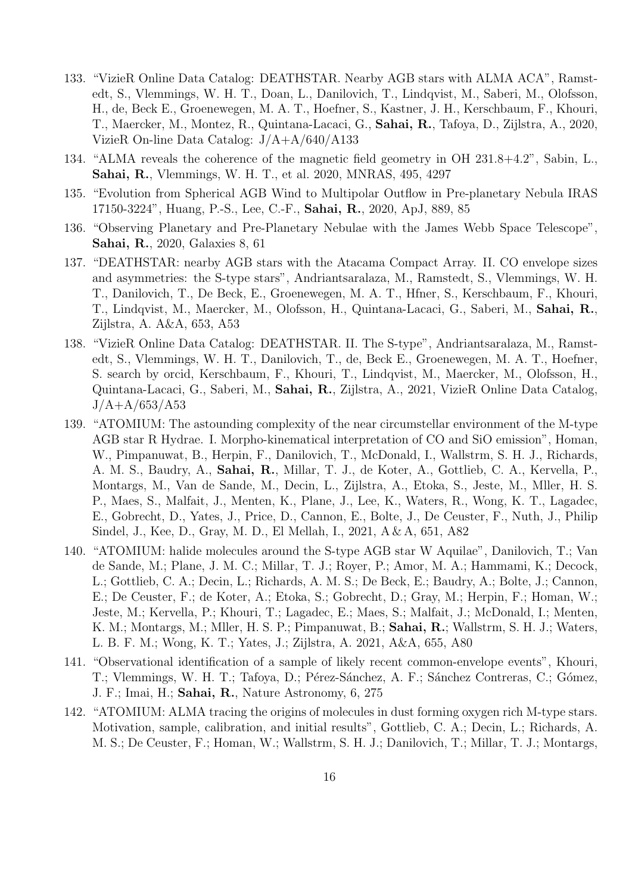133. "VizieR Online Data Catalog: DEATHSTAR. Nearby AGB stars with ALMA ACA", Ramstedt, S., Vlemmings, W. H. T., Doan, L., Danilovich, T., Lindqvist, M., Saberi, M., Olofsson, H., de, Beck E., Groenewegen, M. A. T., Hoefner, S., Kastner, J. H., Kerschbaum, F., Khouri, T., Maercker, M., Montez, R., Quintana-Lacaci, G., **Sahai, R.**, Tafoya, D., Zijlstra, A., 2020, VizieR On-line Data Catalog: J/A+A/640/A133

134. "ALMA reveals the coherence of the magnetic field geometry in OH 231.8+4.2", Sabin, L., **Sahai, R.**, Vlemmings, W. H. T., et al. 2020, MNRAS, 495, 4297

135. "Evolution from Spherical AGB Wind to Multipolar Outflow in Pre-planetary Nebula IRAS 17150-3224", Huang, P.-S., Lee, C.-F., **Sahai, R.**, 2020, ApJ, 889, 85

136. "Observing Planetary and Pre-Planetary Nebulae with the James Webb Space Telescope", **Sahai, R.**, 2020, Galaxies 8, 61

137. "DEATHSTAR: nearby AGB stars with the Atacama Compact Array. II. CO envelope sizes and asymmetries: the S-type stars", Andriantsaralaza, M., Ramstedt, S., Vlemmings, W. H. T., Danilovich, T., De Beck, E., Groenewegen, M. A. T., Hfner, S., Kerschbaum, F., Khouri, T., Lindqvist, M., Maercker, M., Olofsson, H., Quintana-Lacaci, G., Saberi, M., **Sahai, R.**, Zijlstra, A. A&A, 653, A53

138. "VizieR Online Data Catalog: DEATHSTAR. II. The S-type", Andriantsaralaza, M., Ramstedt, S., Vlemmings, W. H. T., Danilovich, T., de, Beck E., Groenewegen, M. A. T., Hoefner, S. search by orcid, Kerschbaum, F., Khouri, T., Lindqvist, M., Maercker, M., Olofsson, H., Quintana-Lacaci, G., Saberi, M., **Sahai, R.**, Zijlstra, A., 2021, VizieR Online Data Catalog, J/A+A/653/A53

139. "ATOMIUM: The astounding complexity of the near circumstellar environment of the M-type AGB star R Hydrae. I. Morpho-kinematical interpretation of CO and SiO emission", Homan, W., Pimpanuwat, B., Herpin, F., Danilovich, T., McDonald, I., Wallstrm, S. H. J., Richards, A. M. S., Baudry, A., **Sahai, R.**, Millar, T. J., de Koter, A., Gottlieb, C. A., Kervella, P., Montargs, M., Van de Sande, M., Decin, L., Zijlstra, A., Etoka, S., Jeste, M., Mller, H. S. P., Maes, S., Malfait, J., Menten, K., Plane, J., Lee, K., Waters, R., Wong, K. T., Lagadec, E., Gobrecht, D., Yates, J., Price, D., Cannon, E., Bolte, J., De Ceuster, F., Nuth, J., Philip Sindel, J., Kee, D., Gray, M. D., El Mellah, I., 2021, A & A, 651, A82

140. "ATOMIUM: halide molecules around the S-type AGB star W Aquilae", Danilovich, T.; Van de Sande, M.; Plane, J. M. C.; Millar, T. J.; Royer, P.; Amor, M. A.; Hammami, K.; Decock, L.; Gottlieb, C. A.; Decin, L.; Richards, A. M. S.; De Beck, E.; Baudry, A.; Bolte, J.; Cannon, E.; De Ceuster, F.; de Koter, A.; Etoka, S.; Gobrecht, D.; Gray, M.; Herpin, F.; Homan, W.; Jeste, M.; Kervella, P.; Khouri, T.; Lagadec, E.; Maes, S.; Malfait, J.; McDonald, I.; Menten, K. M.; Montargs, M.; Mller, H. S. P.; Pimpanuwat, B.; **Sahai, R.**; Wallstrm, S. H. J.; Waters, L. B. F. M.; Wong, K. T.; Yates, J.; Zijlstra, A. 2021, A&A, 655, A80

141. "Observational identification of a sample of likely recent common-envelope events", Khouri, T.; Vlemmings, W. H. T.; Tafoya, D.; Pérez-Sánchez, A. F.; Sánchez Contreras, C.; Gómez, J. F.; Imai, H.; **Sahai, R.**, Nature Astronomy, 6, 275

142. "ATOMIUM: ALMA tracing the origins of molecules in dust forming oxygen rich M-type stars. Motivation, sample, calibration, and initial results", Gottlieb, C. A.; Decin, L.; Richards, A. M. S.; De Ceuster, F.; Homan, W.; Wallstrm, S. H. J.; Danilovich, T.; Millar, T. J.; Montargs,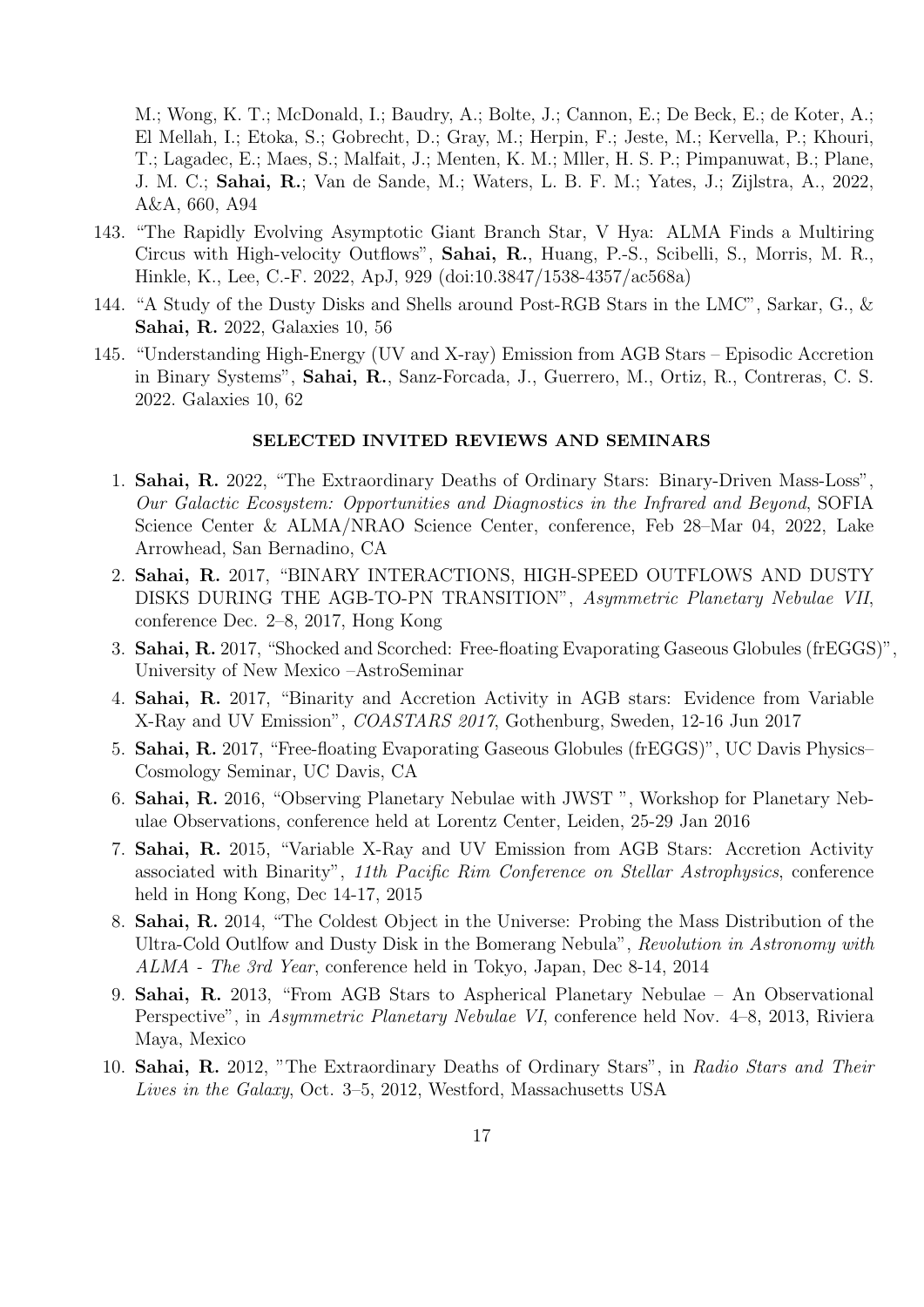M.; Wong, K. T.; McDonald, I.; Baudry, A.; Bolte, J.; Cannon, E.; De Beck, E.; de Koter, A.; El Mellah, I.; Etoka, S.; Gobrecht, D.; Gray, M.; Herpin, F.; Jeste, M.; Kervella, P.; Khouri, T.; Lagadec, E.; Maes, S.; Malfait, J.; Menten, K. M.; Mller, H. S. P.; Pimpanuwat, B.; Plane, J. M. C.; **Sahai, R.**; Van de Sande, M.; Waters, L. B. F. M.; Yates, J.; Zijlstra, A., 2022, A&A, 660, A94

143. "The Rapidly Evolving Asymptotic Giant Branch Star, V Hya: ALMA Finds a Multiring Circus with High-velocity Outflows", **Sahai, R.**, Huang, P.-S., Scibelli, S., Morris, M. R., Hinkle, K., Lee, C.-F. 2022, ApJ, 929 (doi:10.3847/1538-4357/ac568a)
144. "A Study of the Dusty Disks and Shells around Post-RGB Stars in the LMC", Sarkar, G., & **Sahai, R.** 2022, Galaxies 10, 56
145. "Understanding High-Energy (UV and X-ray) Emission from AGB Stars – Episodic Accretion in Binary Systems", **Sahai, R.**, Sanz-Forcada, J., Guerrero, M., Ortiz, R., Contreras, C. S. 2022. Galaxies 10, 62

## SELECTED INVITED REVIEWS AND SEMINARS

1. **Sahai, R.** 2022, "The Extraordinary Deaths of Ordinary Stars: Binary-Driven Mass-Loss", *Our Galactic Ecosystem: Opportunities and Diagnostics in the Infrared and Beyond*, SOFIA Science Center & ALMA/NRAO Science Center, conference, Feb 28–Mar 04, 2022, Lake Arrowhead, San Bernadino, CA
2. **Sahai, R.** 2017, "BINARY INTERACTIONS, HIGH-SPEED OUTFLOWS AND DUSTY DISKS DURING THE AGB-TO-PN TRANSITION", *Asymmetric Planetary Nebulae VII*, conference Dec. 2–8, 2017, Hong Kong
3. **Sahai, R.** 2017, "Shocked and Scorched: Free-floating Evaporating Gaseous Globules (frEGGS)", University of New Mexico –AstroSeminar
4. **Sahai, R.** 2017, "Binarity and Accretion Activity in AGB stars: Evidence from Variable X-Ray and UV Emission", *COASTARS 2017*, Gothenburg, Sweden, 12-16 Jun 2017
5. **Sahai, R.** 2017, "Free-floating Evaporating Gaseous Globules (frEGGS)", UC Davis Physics–Cosmology Seminar, UC Davis, CA
6. **Sahai, R.** 2016, "Observing Planetary Nebulae with JWST ", Workshop for Planetary Nebulae Observations, conference held at Lorentz Center, Leiden, 25-29 Jan 2016
7. **Sahai, R.** 2015, "Variable X-Ray and UV Emission from AGB Stars: Accretion Activity associated with Binarity", *11th Pacific Rim Conference on Stellar Astrophysics*, conference held in Hong Kong, Dec 14-17, 2015
8. **Sahai, R.** 2014, "The Coldest Object in the Universe: Probing the Mass Distribution of the Ultra-Cold Outlfow and Dusty Disk in the Bomerang Nebula", *Revolution in Astronomy with ALMA - The 3rd Year*, conference held in Tokyo, Japan, Dec 8-14, 2014
9. **Sahai, R.** 2013, "From AGB Stars to Aspherical Planetary Nebulae – An Observational Perspective", in *Asymmetric Planetary Nebulae VI*, conference held Nov. 4–8, 2013, Riviera Maya, Mexico
10. **Sahai, R.** 2012, "The Extraordinary Deaths of Ordinary Stars", in *Radio Stars and Their Lives in the Galaxy*, Oct. 3–5, 2012, Westford, Massachusetts USA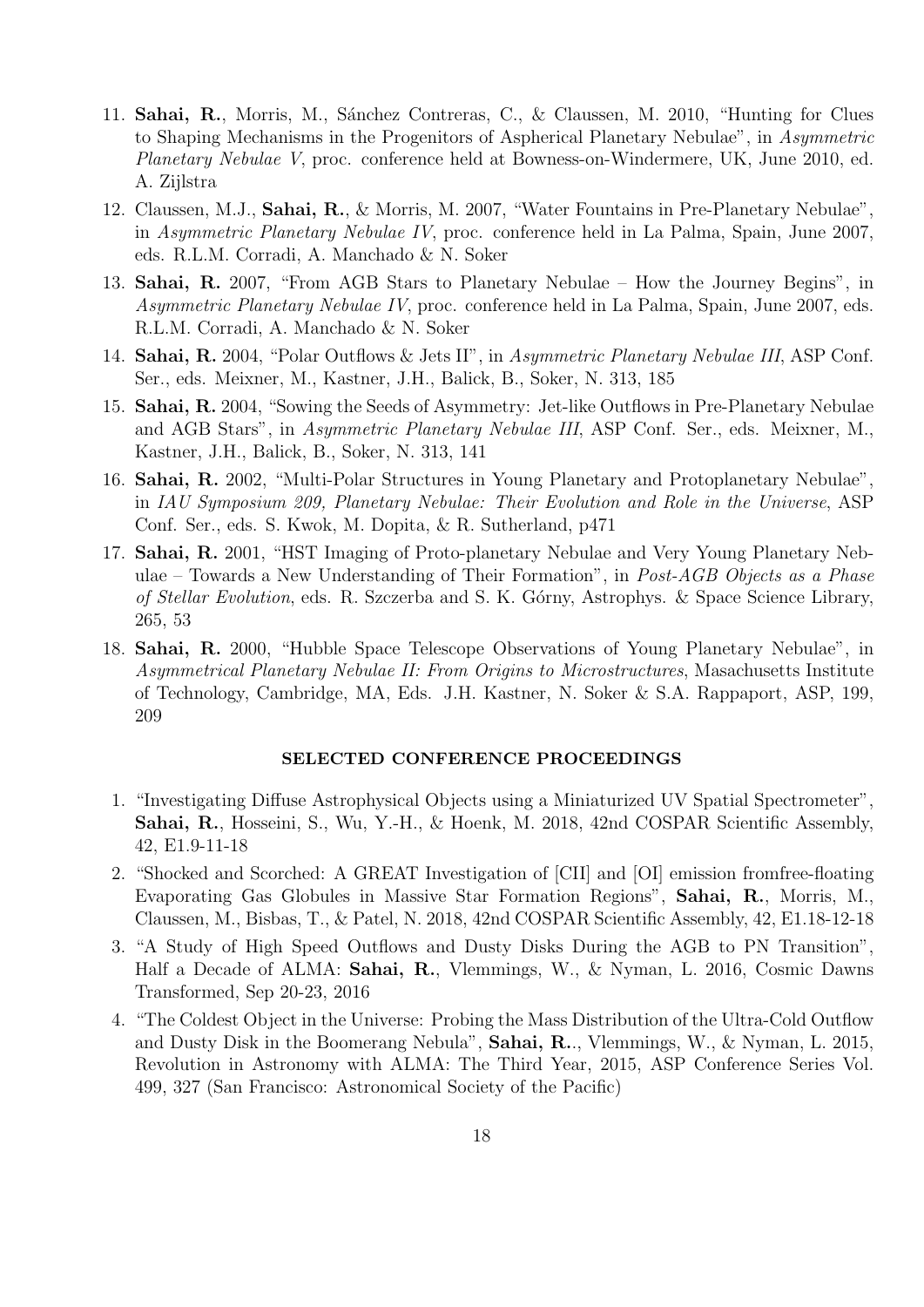11. **Sahai, R.**, Morris, M., Sánchez Contreras, C., & Claussen, M. 2010, "Hunting for Clues to Shaping Mechanisms in the Progenitors of Aspherical Planetary Nebulae", in *Asymmetric Planetary Nebulae V*, proc. conference held at Bowness-on-Windermere, UK, June 2010, ed. A. Zijlstra
12. Claussen, M.J., **Sahai, R.**, & Morris, M. 2007, "Water Fountains in Pre-Planetary Nebulae", in *Asymmetric Planetary Nebulae IV*, proc. conference held in La Palma, Spain, June 2007, eds. R.L.M. Corradi, A. Manchado & N. Soker
13. **Sahai, R.** 2007, "From AGB Stars to Planetary Nebulae – How the Journey Begins", in *Asymmetric Planetary Nebulae IV*, proc. conference held in La Palma, Spain, June 2007, eds. R.L.M. Corradi, A. Manchado & N. Soker
14. **Sahai, R.** 2004, "Polar Outflows & Jets II", in *Asymmetric Planetary Nebulae III*, ASP Conf. Ser., eds. Meixner, M., Kastner, J.H., Balick, B., Soker, N. 313, 185
15. **Sahai, R.** 2004, "Sowing the Seeds of Asymmetry: Jet-like Outflows in Pre-Planetary Nebulae and AGB Stars", in *Asymmetric Planetary Nebulae III*, ASP Conf. Ser., eds. Meixner, M., Kastner, J.H., Balick, B., Soker, N. 313, 141
16. **Sahai, R.** 2002, "Multi-Polar Structures in Young Planetary and Protoplanetary Nebulae", in *IAU Symposium 209, Planetary Nebulae: Their Evolution and Role in the Universe*, ASP Conf. Ser., eds. S. Kwok, M. Dopita, & R. Sutherland, p471
17. **Sahai, R.** 2001, "HST Imaging of Proto-planetary Nebulae and Very Young Planetary Nebulae – Towards a New Understanding of Their Formation", in *Post-AGB Objects as a Phase of Stellar Evolution*, eds. R. Szczerba and S. K. Górny, Astrophys. & Space Science Library, 265, 53
18. **Sahai, R.** 2000, "Hubble Space Telescope Observations of Young Planetary Nebulae", in *Asymmetrical Planetary Nebulae II: From Origins to Microstructures*, Massachusetts Institute of Technology, Cambridge, MA, Eds. J.H. Kastner, N. Soker & S.A. Rappaport, ASP, 199, 209

## SELECTED CONFERENCE PROCEEDINGS

1. "Investigating Diffuse Astrophysical Objects using a Miniaturized UV Spatial Spectrometer", **Sahai, R.**, Hosseini, S., Wu, Y.-H., & Hoenk, M. 2018, 42nd COSPAR Scientific Assembly, 42, E1.9-11-18
2. "Shocked and Scorched: A GREAT Investigation of [CII] and [OI] emission fromfree-floating Evaporating Gas Globules in Massive Star Formation Regions", **Sahai, R.**, Morris, M., Claussen, M., Bisbas, T., & Patel, N. 2018, 42nd COSPAR Scientific Assembly, 42, E1.18-12-18
3. "A Study of High Speed Outflows and Dusty Disks During the AGB to PN Transition", Half a Decade of ALMA: **Sahai, R.**, Vlemmings, W., & Nyman, L. 2016, Cosmic Dawns Transformed, Sep 20-23, 2016
4. "The Coldest Object in the Universe: Probing the Mass Distribution of the Ultra-Cold Outflow and Dusty Disk in the Boomerang Nebula", **Sahai, R.**., Vlemmings, W., & Nyman, L. 2015, Revolution in Astronomy with ALMA: The Third Year, 2015, ASP Conference Series Vol. 499, 327 (San Francisco: Astronomical Society of the Pacific)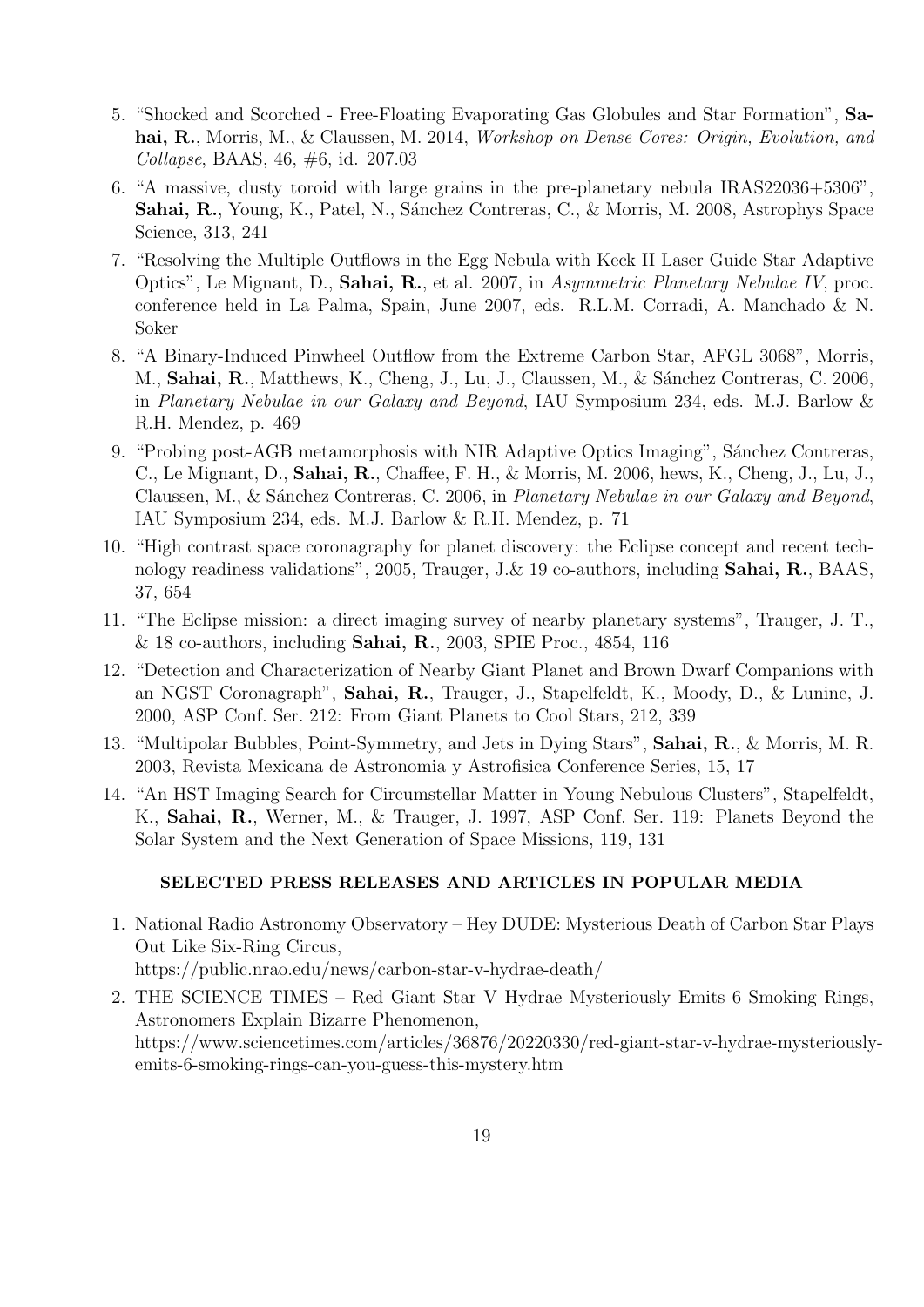5. "Shocked and Scorched - Free-Floating Evaporating Gas Globules and Star Formation", **Sahai, R.**, Morris, M., & Claussen, M. 2014, *Workshop on Dense Cores: Origin, Evolution, and Collapse*, BAAS, 46, #6, id. 207.03

6. "A massive, dusty toroid with large grains in the pre-planetary nebula IRAS22036+5306", **Sahai, R.**, Young, K., Patel, N., Sánchez Contreras, C., & Morris, M. 2008, Astrophys Space Science, 313, 241

7. "Resolving the Multiple Outflows in the Egg Nebula with Keck II Laser Guide Star Adaptive Optics", Le Mignant, D., **Sahai, R.**, et al. 2007, in *Asymmetric Planetary Nebulae IV*, proc. conference held in La Palma, Spain, June 2007, eds. R.L.M. Corradi, A. Manchado & N. Soker

8. "A Binary-Induced Pinwheel Outflow from the Extreme Carbon Star, AFGL 3068", Morris, M., **Sahai, R.**, Matthews, K., Cheng, J., Lu, J., Claussen, M., & Sánchez Contreras, C. 2006, in *Planetary Nebulae in our Galaxy and Beyond*, IAU Symposium 234, eds. M.J. Barlow & R.H. Mendez, p. 469

9. "Probing post-AGB metamorphosis with NIR Adaptive Optics Imaging", Sánchez Contreras, C., Le Mignant, D., **Sahai, R.**, Chaffee, F. H., & Morris, M. 2006, hews, K., Cheng, J., Lu, J., Claussen, M., & Sánchez Contreras, C. 2006, in *Planetary Nebulae in our Galaxy and Beyond*, IAU Symposium 234, eds. M.J. Barlow & R.H. Mendez, p. 71

10. "High contrast space coronagraphy for planet discovery: the Eclipse concept and recent technology readiness validations", 2005, Trauger, J.& 19 co-authors, including **Sahai, R.**, BAAS, 37, 654

11. "The Eclipse mission: a direct imaging survey of nearby planetary systems", Trauger, J. T., & 18 co-authors, including **Sahai, R.**, 2003, SPIE Proc., 4854, 116

12. "Detection and Characterization of Nearby Giant Planet and Brown Dwarf Companions with an NGST Coronagraph", **Sahai, R.**, Trauger, J., Stapelfeldt, K., Moody, D., & Lunine, J. 2000, ASP Conf. Ser. 212: From Giant Planets to Cool Stars, 212, 339

13. "Multipolar Bubbles, Point-Symmetry, and Jets in Dying Stars", **Sahai, R.**, & Morris, M. R. 2003, Revista Mexicana de Astronomia y Astrofisica Conference Series, 15, 17

14. "An HST Imaging Search for Circumstellar Matter in Young Nebulous Clusters", Stapelfeldt, K., **Sahai, R.**, Werner, M., & Trauger, J. 1997, ASP Conf. Ser. 119: Planets Beyond the Solar System and the Next Generation of Space Missions, 119, 131

### SELECTED PRESS RELEASES AND ARTICLES IN POPULAR MEDIA

1. National Radio Astronomy Observatory – Hey DUDE: Mysterious Death of Carbon Star Plays Out Like Six-Ring Circus,
https://public.nrao.edu/news/carbon-star-v-hydrae-death/

2. THE SCIENCE TIMES – Red Giant Star V Hydrae Mysteriously Emits 6 Smoking Rings, Astronomers Explain Bizarre Phenomenon,
https://www.sciencetimes.com/articles/36876/20220330/red-giant-star-v-hydrae-mysteriously-emits-6-smoking-rings-can-you-guess-this-mystery.htm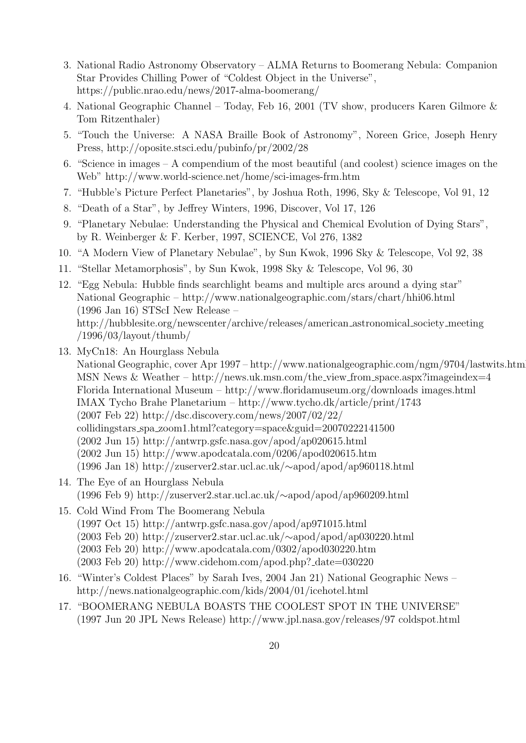3. National Radio Astronomy Observatory – ALMA Returns to Boomerang Nebula: Companion Star Provides Chilling Power of "Coldest Object in the Universe", https://public.nrao.edu/news/2017-alma-boomerang/
4. National Geographic Channel – Today, Feb 16, 2001 (TV show, producers Karen Gilmore & Tom Ritzenthaler)
5. "Touch the Universe: A NASA Braille Book of Astronomy", Noreen Grice, Joseph Henry Press, http://oposite.stsci.edu/pubinfo/pr/2002/28
6. "Science in images – A compendium of the most beautiful (and coolest) science images on the Web" http://www.world-science.net/home/sci-images-frm.htm
7. "Hubble's Picture Perfect Planetaries", by Joshua Roth, 1996, Sky & Telescope, Vol 91, 12
8. "Death of a Star", by Jeffrey Winters, 1996, Discover, Vol 17, 126
9. "Planetary Nebulae: Understanding the Physical and Chemical Evolution of Dying Stars", by R. Weinberger & F. Kerber, 1997, SCIENCE, Vol 276, 1382
10. "A Modern View of Planetary Nebulae", by Sun Kwok, 1996 Sky & Telescope, Vol 92, 38
11. "Stellar Metamorphosis", by Sun Kwok, 1998 Sky & Telescope, Vol 96, 30
12. "Egg Nebula: Hubble finds searchlight beams and multiple arcs around a dying star" National Geographic – http://www.nationalgeographic.com/stars/chart/hhi06.html
    (1996 Jan 16) STScI New Release – http://hubblesite.org/newscenter/archive/releases/american_astronomical_society_meeting/1996/03/layout/thumb/
13. MyCn18: An Hourglass Nebula
    National Geographic, cover Apr 1997 – http://www.nationalgeographic.com/ngm/9704/lastwits.html
    MSN News & Weather – http://news.uk.msn.com/the_view_from_space.aspx?imageindex=4
    Florida International Museum – http://www.floridamuseum.org/downloads_images.html
    IMAX Tycho Brahe Planetarium – http://www.tycho.dk/article/print/1743
    (2007 Feb 22) http://dsc.discovery.com/news/2007/02/22/collidingstars_spa_zoom1.html?category=space&guid=20070222141500
    (2002 Jun 15) http://antwrp.gsfc.nasa.gov/apod/ap020615.html
    (2002 Jun 15) http://www.apodcatala.com/0206/apod020615.htm
    (1996 Jan 18) http://zuserver2.star.ucl.ac.uk/∼apod/apod/ap960118.html
14. The Eye of an Hourglass Nebula
    (1996 Feb 9) http://zuserver2.star.ucl.ac.uk/∼apod/apod/ap960209.html
15. Cold Wind From The Boomerang Nebula
    (1997 Oct 15) http://antwrp.gsfc.nasa.gov/apod/ap971015.html
    (2003 Feb 20) http://zuserver2.star.ucl.ac.uk/∼apod/apod/ap030220.html
    (2003 Feb 20) http://www.apodcatala.com/0302/apod030220.htm
    (2003 Feb 20) http://www.cidehom.com/apod.php?_date=030220
16. "Winter's Coldest Places" by Sarah Ives, 2004 Jan 21) National Geographic News – http://news.nationalgeographic.com/kids/2004/01/icehotel.html
17. "BOOMERANG NEBULA BOASTS THE COOLEST SPOT IN THE UNIVERSE" (1997 Jun 20 JPL News Release) http://www.jpl.nasa.gov/releases/97 coldspot.html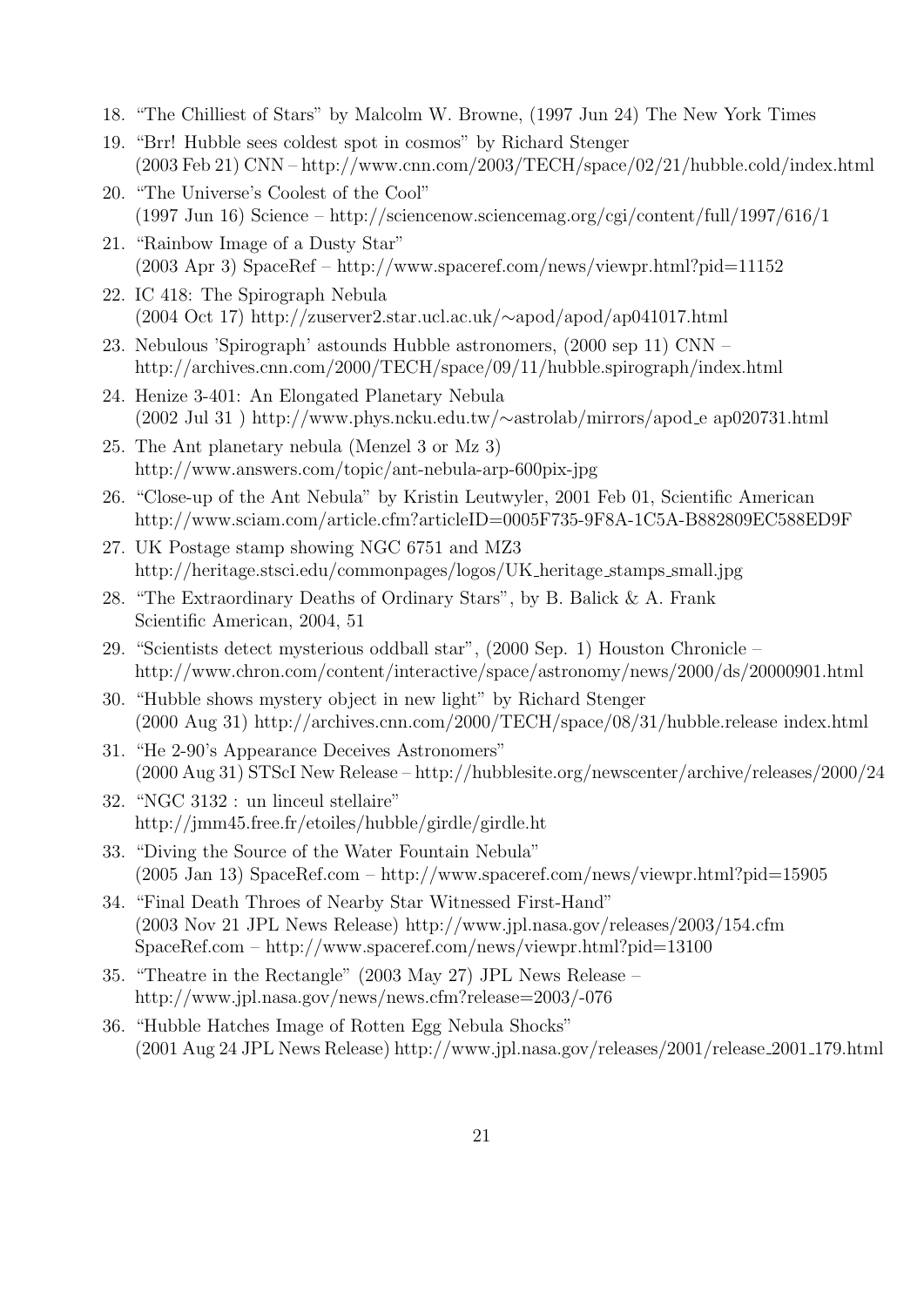18. “The Chilliest of Stars” by Malcolm W. Browne, (1997 Jun 24) The New York Times
19. “Brr! Hubble sees coldest spot in cosmos” by Richard Stenger
(2003 Feb 21) CNN – http://www.cnn.com/2003/TECH/space/02/21/hubble.cold/index.html
20. “The Universe’s Coolest of the Cool”
(1997 Jun 16) Science – http://sciencenow.sciencemag.org/cgi/content/full/1997/616/1
21. “Rainbow Image of a Dusty Star”
(2003 Apr 3) SpaceRef – http://www.spaceref.com/news/viewpr.html?pid=11152
22. IC 418: The Spirograph Nebula
(2004 Oct 17) http://zuserver2.star.ucl.ac.uk/∼apod/apod/ap041017.html
23. Nebulous 'Spirograph' astounds Hubble astronomers, (2000 sep 11) CNN –
http://archives.cnn.com/2000/TECH/space/09/11/hubble.spirograph/index.html
24. Henize 3-401: An Elongated Planetary Nebula
(2002 Jul 31 ) http://www.phys.ncku.edu.tw/∼astrolab/mirrors/apod_e ap020731.html
25. The Ant planetary nebula (Menzel 3 or Mz 3)
http://www.answers.com/topic/ant-nebula-arp-600pix-jpg
26. “Close-up of the Ant Nebula” by Kristin Leutwyler, 2001 Feb 01, Scientific American
http://www.sciam.com/article.cfm?articleID=0005F735-9F8A-1C5A-B882809EC588ED9F
27. UK Postage stamp showing NGC 6751 and MZ3
http://heritage.stsci.edu/commonpages/logos/UK_heritage_stamps_small.jpg
28. “The Extraordinary Deaths of Ordinary Stars”, by B. Balick & A. Frank
Scientific American, 2004, 51
29. “Scientists detect mysterious oddball star”, (2000 Sep. 1) Houston Chronicle –
http://www.chron.com/content/interactive/space/astronomy/news/2000/ds/20000901.html
30. “Hubble shows mystery object in new light” by Richard Stenger
(2000 Aug 31) http://archives.cnn.com/2000/TECH/space/08/31/hubble.release index.html
31. “He 2-90’s Appearance Deceives Astronomers”
(2000 Aug 31) STScI New Release – http://hubblesite.org/newscenter/archive/releases/2000/24
32. “NGC 3132 : un linceul stellaire”
http://jmm45.free.fr/etoiles/hubble/girdle/girdle.ht
33. “Diving the Source of the Water Fountain Nebula”
(2005 Jan 13) SpaceRef.com – http://www.spaceref.com/news/viewpr.html?pid=15905
34. “Final Death Throes of Nearby Star Witnessed First-Hand”
(2003 Nov 21 JPL News Release) http://www.jpl.nasa.gov/releases/2003/154.cfm
SpaceRef.com – http://www.spaceref.com/news/viewpr.html?pid=13100
35. “Theatre in the Rectangle” (2003 May 27) JPL News Release –
http://www.jpl.nasa.gov/news/news.cfm?release=2003/-076
36. “Hubble Hatches Image of Rotten Egg Nebula Shocks”
(2001 Aug 24 JPL News Release) http://www.jpl.nasa.gov/releases/2001/release_2001_179.html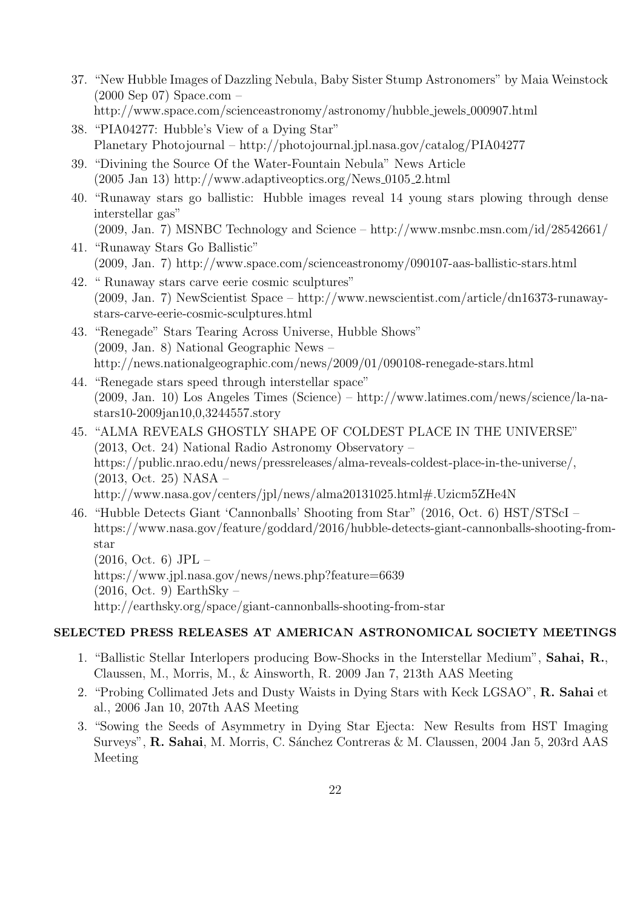37. "New Hubble Images of Dazzling Nebula, Baby Sister Stump Astronomers" by Maia Weinstock (2000 Sep 07) Space.com – http://www.space.com/scienceastronomy/astronomy/hubble_jewels_000907.html
38. "PIA04277: Hubble's View of a Dying Star" Planetary Photojournal – http://photojournal.jpl.nasa.gov/catalog/PIA04277
39. "Divining the Source Of the Water-Fountain Nebula" News Article (2005 Jan 13) http://www.adaptiveoptics.org/News_0105_2.html
40. "Runaway stars go ballistic: Hubble images reveal 14 young stars plowing through dense interstellar gas" (2009, Jan. 7) MSNBC Technology and Science – http://www.msnbc.msn.com/id/28542661/
41. "Runaway Stars Go Ballistic" (2009, Jan. 7) http://www.space.com/scienceastronomy/090107-aas-ballistic-stars.html
42. " Runaway stars carve eerie cosmic sculptures" (2009, Jan. 7) NewScientist Space – http://www.newscientist.com/article/dn16373-runaway-stars-carve-eerie-cosmic-sculptures.html
43. "Renegade" Stars Tearing Across Universe, Hubble Shows" (2009, Jan. 8) National Geographic News – http://news.nationalgeographic.com/news/2009/01/090108-renegade-stars.html
44. "Renegade stars speed through interstellar space" (2009, Jan. 10) Los Angeles Times (Science) – http://www.latimes.com/news/science/la-na-stars10-2009jan10,0,3244557.story
45. "ALMA REVEALS GHOSTLY SHAPE OF COLDEST PLACE IN THE UNIVERSE" (2013, Oct. 24) National Radio Astronomy Observatory – https://public.nrao.edu/news/pressreleases/alma-reveals-coldest-place-in-the-universe/, (2013, Oct. 25) NASA – http://www.nasa.gov/centers/jpl/news/alma20131025.html#.Uzicm5ZHe4N
46. "Hubble Detects Giant 'Cannonballs' Shooting from Star" (2016, Oct. 6) HST/STScI – https://www.nasa.gov/feature/goddard/2016/hubble-detects-giant-cannonballs-shooting-from-star
    (2016, Oct. 6) JPL –
    https://www.jpl.nasa.gov/news/news.php?feature=6639
    (2016, Oct. 9) EarthSky –
    http://earthsky.org/space/giant-cannonballs-shooting-from-star

## SELECTED PRESS RELEASES AT AMERICAN ASTRONOMICAL SOCIETY MEETINGS

1. "Ballistic Stellar Interlopers producing Bow-Shocks in the Interstellar Medium", **Sahai, R.**, Claussen, M., Morris, M., & Ainsworth, R. 2009 Jan 7, 213th AAS Meeting
2. "Probing Collimated Jets and Dusty Waists in Dying Stars with Keck LGSAO", **R. Sahai** et al., 2006 Jan 10, 207th AAS Meeting
3. "Sowing the Seeds of Asymmetry in Dying Star Ejecta: New Results from HST Imaging Surveys", **R. Sahai**, M. Morris, C. Sánchez Contreras & M. Claussen, 2004 Jan 5, 203rd AAS Meeting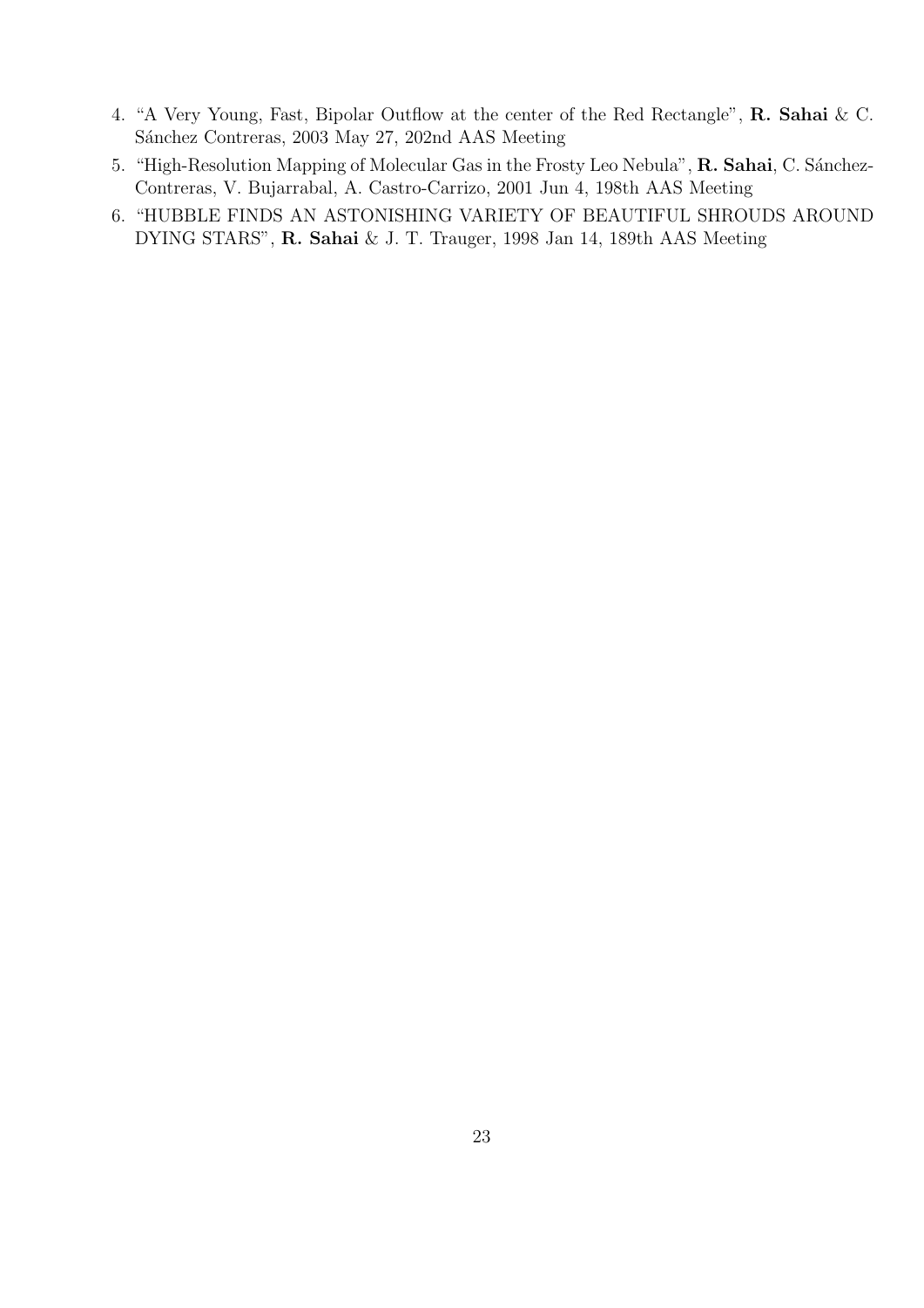4. "A Very Young, Fast, Bipolar Outflow at the center of the Red Rectangle", **R. Sahai** & C. Sánchez Contreras, 2003 May 27, 202nd AAS Meeting
5. "High-Resolution Mapping of Molecular Gas in the Frosty Leo Nebula", **R. Sahai**, C. Sánchez-Contreras, V. Bujarrabal, A. Castro-Carrizo, 2001 Jun 4, 198th AAS Meeting
6. "HUBBLE FINDS AN ASTONISHING VARIETY OF BEAUTIFUL SHROUDS AROUND DYING STARS", **R. Sahai** & J. T. Trauger, 1998 Jan 14, 189th AAS Meeting